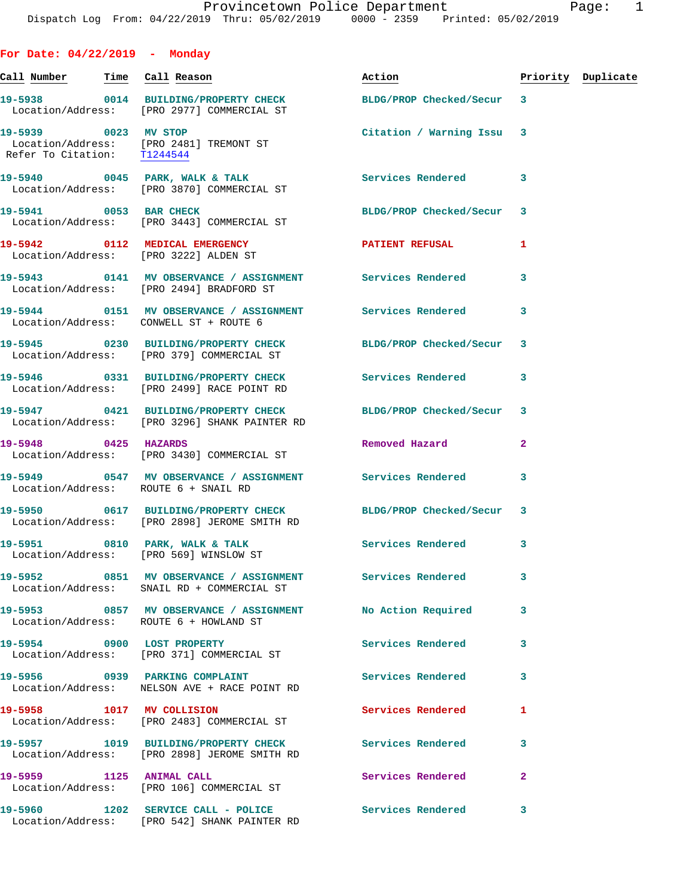Provincetown Police Department
Dispatch Log From: 04/22/2019 Thru: 05/02/2019 0000 - 2359 Printed: 05/02/2019

## For Date: 04/22/2019 - Monday

| Call Number | Time | Call Reason | Action | Priority | Duplicate |
|---|---|---|---|---|---|
| 19-5938 | 0014 | BUILDING/PROPERTY CHECK | BLDG/PROP Checked/Secur | 3 | |
| Location/Address: | | [PRO 2977] COMMERCIAL ST | | | |
| 19-5939 | 0023 | MV STOP | Citation / Warning Issu | 3 | |
| Location/Address: | | [PRO 2481] TREMONT ST | | | |
| Refer To Citation: | | T1244544 | | | |
| 19-5940 | 0045 | PARK, WALK & TALK | Services Rendered | 3 | |
| Location/Address: | | [PRO 3870] COMMERCIAL ST | | | |
| 19-5941 | 0053 | BAR CHECK | BLDG/PROP Checked/Secur | 3 | |
| Location/Address: | | [PRO 3443] COMMERCIAL ST | | | |
| 19-5942 | 0112 | MEDICAL EMERGENCY | PATIENT REFUSAL | 1 | |
| Location/Address: | | [PRO 3222] ALDEN ST | | | |
| 19-5943 | 0141 | MV OBSERVANCE / ASSIGNMENT | Services Rendered | 3 | |
| Location/Address: | | [PRO 2494] BRADFORD ST | | | |
| 19-5944 | 0151 | MV OBSERVANCE / ASSIGNMENT | Services Rendered | 3 | |
| Location/Address: | | CONWELL ST + ROUTE 6 | | | |
| 19-5945 | 0230 | BUILDING/PROPERTY CHECK | BLDG/PROP Checked/Secur | 3 | |
| Location/Address: | | [PRO 379] COMMERCIAL ST | | | |
| 19-5946 | 0331 | BUILDING/PROPERTY CHECK | Services Rendered | 3 | |
| Location/Address: | | [PRO 2499] RACE POINT RD | | | |
| 19-5947 | 0421 | BUILDING/PROPERTY CHECK | BLDG/PROP Checked/Secur | 3 | |
| Location/Address: | | [PRO 3296] SHANK PAINTER RD | | | |
| 19-5948 | 0425 | HAZARDS | Removed Hazard | 2 | |
| Location/Address: | | [PRO 3430] COMMERCIAL ST | | | |
| 19-5949 | 0547 | MV OBSERVANCE / ASSIGNMENT | Services Rendered | 3 | |
| Location/Address: | | ROUTE 6 + SNAIL RD | | | |
| 19-5950 | 0617 | BUILDING/PROPERTY CHECK | BLDG/PROP Checked/Secur | 3 | |
| Location/Address: | | [PRO 2898] JEROME SMITH RD | | | |
| 19-5951 | 0810 | PARK, WALK & TALK | Services Rendered | 3 | |
| Location/Address: | | [PRO 569] WINSLOW ST | | | |
| 19-5952 | 0851 | MV OBSERVANCE / ASSIGNMENT | Services Rendered | 3 | |
| Location/Address: | | SNAIL RD + COMMERCIAL ST | | | |
| 19-5953 | 0857 | MV OBSERVANCE / ASSIGNMENT | No Action Required | 3 | |
| Location/Address: | | ROUTE 6 + HOWLAND ST | | | |
| 19-5954 | 0900 | LOST PROPERTY | Services Rendered | 3 | |
| Location/Address: | | [PRO 371] COMMERCIAL ST | | | |
| 19-5956 | 0939 | PARKING COMPLAINT | Services Rendered | 3 | |
| Location/Address: | | NELSON AVE + RACE POINT RD | | | |
| 19-5958 | 1017 | MV COLLISION | Services Rendered | 1 | |
| Location/Address: | | [PRO 2483] COMMERCIAL ST | | | |
| 19-5957 | 1019 | BUILDING/PROPERTY CHECK | Services Rendered | 3 | |
| Location/Address: | | [PRO 2898] JEROME SMITH RD | | | |
| 19-5959 | 1125 | ANIMAL CALL | Services Rendered | 2 | |
| Location/Address: | | [PRO 106] COMMERCIAL ST | | | |
| 19-5960 | 1202 | SERVICE CALL - POLICE | Services Rendered | 3 | |
| Location/Address: | | [PRO 542] SHANK PAINTER RD | | | |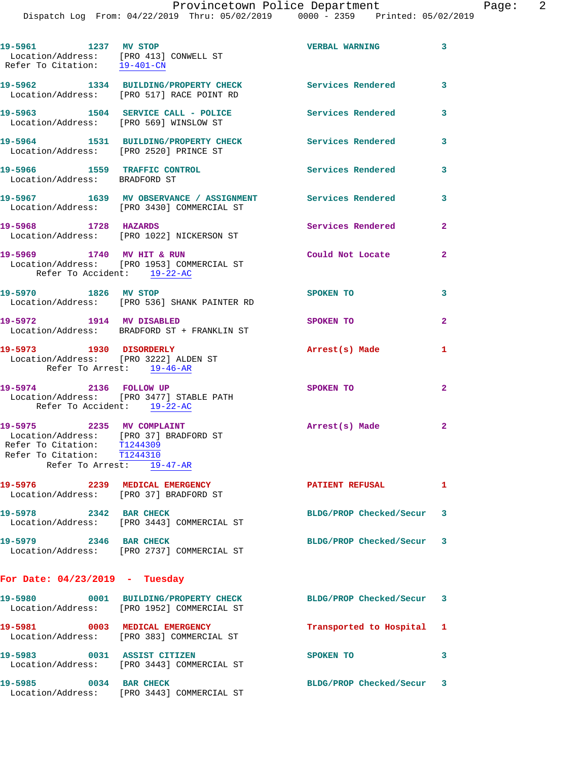**19-5961** 1237 **MV STOP** — VERBAL WARNING — 3
Location/Address: [PRO 413] CONWELL ST
Refer To Citation: 19-401-CN

**19-5962** 1334 **BUILDING/PROPERTY CHECK** — Services Rendered — 3
Location/Address: [PRO 517] RACE POINT RD

**19-5963** 1504 **SERVICE CALL - POLICE** — Services Rendered — 3
Location/Address: [PRO 569] WINSLOW ST

**19-5964** 1531 **BUILDING/PROPERTY CHECK** — Services Rendered — 3
Location/Address: [PRO 2520] PRINCE ST

**19-5966** 1559 **TRAFFIC CONTROL** — Services Rendered — 3
Location/Address: BRADFORD ST

**19-5967** 1639 **MV OBSERVANCE / ASSIGNMENT** — Services Rendered — 3
Location/Address: [PRO 3430] COMMERCIAL ST

**19-5968** 1728 **HAZARDS** — Services Rendered — 2
Location/Address: [PRO 1022] NICKERSON ST

**19-5969** 1740 **MV HIT & RUN** — Could Not Locate — 2
Location/Address: [PRO 1953] COMMERCIAL ST
Refer To Accident: 19-22-AC

**19-5970** 1826 **MV STOP** — SPOKEN TO — 3
Location/Address: [PRO 536] SHANK PAINTER RD

**19-5972** 1914 **MV DISABLED** — SPOKEN TO — 2
Location/Address: BRADFORD ST + FRANKLIN ST

**19-5973** 1930 **DISORDERLY** — Arrest(s) Made — 1
Location/Address: [PRO 3222] ALDEN ST
Refer To Arrest: 19-46-AR

**19-5974** 2136 **FOLLOW UP** — SPOKEN TO — 2
Location/Address: [PRO 3477] STABLE PATH
Refer To Accident: 19-22-AC

**19-5975** 2235 **MV COMPLAINT** — Arrest(s) Made — 2
Location/Address: [PRO 37] BRADFORD ST
Refer To Citation: T1244309
Refer To Citation: T1244310
Refer To Arrest: 19-47-AR

**19-5976** 2239 **MEDICAL EMERGENCY** — PATIENT REFUSAL — 1
Location/Address: [PRO 37] BRADFORD ST

**19-5978** 2342 **BAR CHECK** — BLDG/PROP Checked/Secur — 3
Location/Address: [PRO 3443] COMMERCIAL ST

**19-5979** 2346 **BAR CHECK** — BLDG/PROP Checked/Secur — 3
Location/Address: [PRO 2737] COMMERCIAL ST

## For Date: 04/23/2019 - Tuesday

**19-5980** 0001 **BUILDING/PROPERTY CHECK** — BLDG/PROP Checked/Secur — 3
Location/Address: [PRO 1952] COMMERCIAL ST

**19-5981** 0003 **MEDICAL EMERGENCY** — Transported to Hospital — 1
Location/Address: [PRO 383] COMMERCIAL ST

**19-5983** 0031 **ASSIST CITIZEN** — SPOKEN TO — 3
Location/Address: [PRO 3443] COMMERCIAL ST

**19-5985** 0034 **BAR CHECK** — BLDG/PROP Checked/Secur — 3
Location/Address: [PRO 3443] COMMERCIAL ST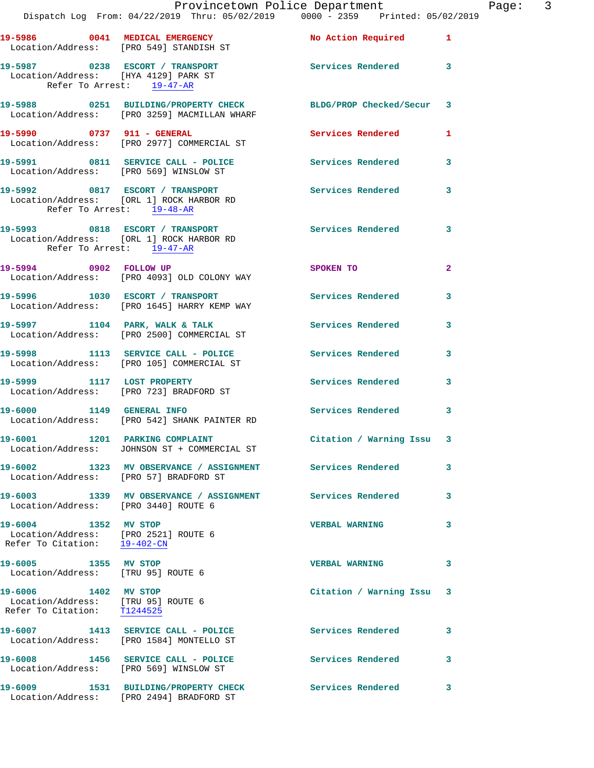Provincetown Police Department
Dispatch Log From: 04/22/2019 Thru: 05/02/2019 0000 - 2359 Printed: 05/02/2019

| Call Number | Time | Call Reason | Action | Priority |
|---|---|---|---|---|
| 19-5986 | 0041 | MEDICAL EMERGENCY | No Action Required | 1 |
| | | Location/Address: [PRO 549] STANDISH ST | | |
| 19-5987 | 0238 | ESCORT / TRANSPORT | Services Rendered | 3 |
| | | Location/Address: [HYA 4129] PARK ST | | |
| | | Refer To Arrest: 19-47-AR | | |
| 19-5988 | 0251 | BUILDING/PROPERTY CHECK | BLDG/PROP Checked/Secur | 3 |
| | | Location/Address: [PRO 3259] MACMILLAN WHARF | | |
| 19-5990 | 0737 | 911 - GENERAL | Services Rendered | 1 |
| | | Location/Address: [PRO 2977] COMMERCIAL ST | | |
| 19-5991 | 0811 | SERVICE CALL - POLICE | Services Rendered | 3 |
| | | Location/Address: [PRO 569] WINSLOW ST | | |
| 19-5992 | 0817 | ESCORT / TRANSPORT | Services Rendered | 3 |
| | | Location/Address: [ORL 1] ROCK HARBOR RD | | |
| | | Refer To Arrest: 19-48-AR | | |
| 19-5993 | 0818 | ESCORT / TRANSPORT | Services Rendered | 3 |
| | | Location/Address: [ORL 1] ROCK HARBOR RD | | |
| | | Refer To Arrest: 19-47-AR | | |
| 19-5994 | 0902 | FOLLOW UP | SPOKEN TO | 2 |
| | | Location/Address: [PRO 4093] OLD COLONY WAY | | |
| 19-5996 | 1030 | ESCORT / TRANSPORT | Services Rendered | 3 |
| | | Location/Address: [PRO 1645] HARRY KEMP WAY | | |
| 19-5997 | 1104 | PARK, WALK & TALK | Services Rendered | 3 |
| | | Location/Address: [PRO 2500] COMMERCIAL ST | | |
| 19-5998 | 1113 | SERVICE CALL - POLICE | Services Rendered | 3 |
| | | Location/Address: [PRO 105] COMMERCIAL ST | | |
| 19-5999 | 1117 | LOST PROPERTY | Services Rendered | 3 |
| | | Location/Address: [PRO 723] BRADFORD ST | | |
| 19-6000 | 1149 | GENERAL INFO | Services Rendered | 3 |
| | | Location/Address: [PRO 542] SHANK PAINTER RD | | |
| 19-6001 | 1201 | PARKING COMPLAINT | Citation / Warning Issu | 3 |
| | | Location/Address: JOHNSON ST + COMMERCIAL ST | | |
| 19-6002 | 1323 | MV OBSERVANCE / ASSIGNMENT | Services Rendered | 3 |
| | | Location/Address: [PRO 57] BRADFORD ST | | |
| 19-6003 | 1339 | MV OBSERVANCE / ASSIGNMENT | Services Rendered | 3 |
| | | Location/Address: [PRO 3440] ROUTE 6 | | |
| 19-6004 | 1352 | MV STOP | VERBAL WARNING | 3 |
| | | Location/Address: [PRO 2521] ROUTE 6 | | |
| | | Refer To Citation: 19-402-CN | | |
| 19-6005 | 1355 | MV STOP | VERBAL WARNING | 3 |
| | | Location/Address: [TRU 95] ROUTE 6 | | |
| 19-6006 | 1402 | MV STOP | Citation / Warning Issu | 3 |
| | | Location/Address: [TRU 95] ROUTE 6 | | |
| | | Refer To Citation: T1244525 | | |
| 19-6007 | 1413 | SERVICE CALL - POLICE | Services Rendered | 3 |
| | | Location/Address: [PRO 1584] MONTELLO ST | | |
| 19-6008 | 1456 | SERVICE CALL - POLICE | Services Rendered | 3 |
| | | Location/Address: [PRO 569] WINSLOW ST | | |
| 19-6009 | 1531 | BUILDING/PROPERTY CHECK | Services Rendered | 3 |
| | | Location/Address: [PRO 2494] BRADFORD ST | | |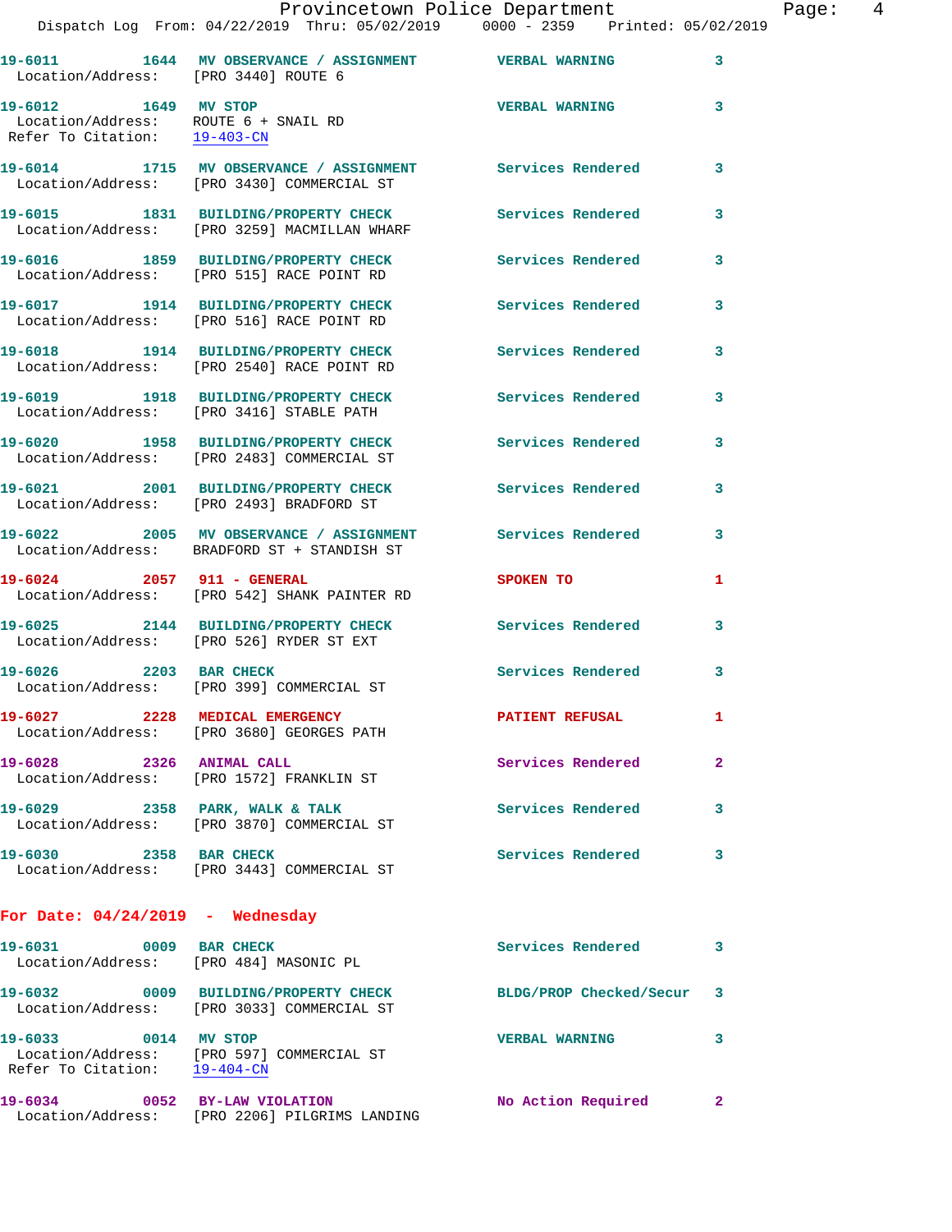19-6011 1644 MV OBSERVANCE / ASSIGNMENT VERBAL WARNING 3
 Location/Address: [PRO 3440] ROUTE 6

19-6012 1649 MV STOP VERBAL WARNING 3
 Location/Address: ROUTE 6 + SNAIL RD
 Refer To Citation: 19-403-CN

19-6014 1715 MV OBSERVANCE / ASSIGNMENT Services Rendered 3
 Location/Address: [PRO 3430] COMMERCIAL ST

19-6015 1831 BUILDING/PROPERTY CHECK Services Rendered 3
 Location/Address: [PRO 3259] MACMILLAN WHARF

19-6016 1859 BUILDING/PROPERTY CHECK Services Rendered 3
 Location/Address: [PRO 515] RACE POINT RD

19-6017 1914 BUILDING/PROPERTY CHECK Services Rendered 3
 Location/Address: [PRO 516] RACE POINT RD

19-6018 1914 BUILDING/PROPERTY CHECK Services Rendered 3
 Location/Address: [PRO 2540] RACE POINT RD

19-6019 1918 BUILDING/PROPERTY CHECK Services Rendered 3
 Location/Address: [PRO 3416] STABLE PATH

19-6020 1958 BUILDING/PROPERTY CHECK Services Rendered 3
 Location/Address: [PRO 2483] COMMERCIAL ST

19-6021 2001 BUILDING/PROPERTY CHECK Services Rendered 3
 Location/Address: [PRO 2493] BRADFORD ST

19-6022 2005 MV OBSERVANCE / ASSIGNMENT Services Rendered 3
 Location/Address: BRADFORD ST + STANDISH ST

19-6024 2057 911 - GENERAL SPOKEN TO 1
 Location/Address: [PRO 542] SHANK PAINTER RD

19-6025 2144 BUILDING/PROPERTY CHECK Services Rendered 3
 Location/Address: [PRO 526] RYDER ST EXT

19-6026 2203 BAR CHECK Services Rendered 3
 Location/Address: [PRO 399] COMMERCIAL ST

19-6027 2228 MEDICAL EMERGENCY PATIENT REFUSAL 1
 Location/Address: [PRO 3680] GEORGES PATH

19-6028 2326 ANIMAL CALL Services Rendered 2
 Location/Address: [PRO 1572] FRANKLIN ST

19-6029 2358 PARK, WALK & TALK Services Rendered 3
 Location/Address: [PRO 3870] COMMERCIAL ST

19-6030 2358 BAR CHECK Services Rendered 3
 Location/Address: [PRO 3443] COMMERCIAL ST

**For Date: 04/24/2019 - Wednesday**

19-6031 0009 BAR CHECK Services Rendered 3
 Location/Address: [PRO 484] MASONIC PL

19-6032 0009 BUILDING/PROPERTY CHECK BLDG/PROP Checked/Secur 3
 Location/Address: [PRO 3033] COMMERCIAL ST

19-6033 0014 MV STOP VERBAL WARNING 3
 Location/Address: [PRO 597] COMMERCIAL ST
 Refer To Citation: 19-404-CN

19-6034 0052 BY-LAW VIOLATION No Action Required 2
 Location/Address: [PRO 2206] PILGRIMS LANDING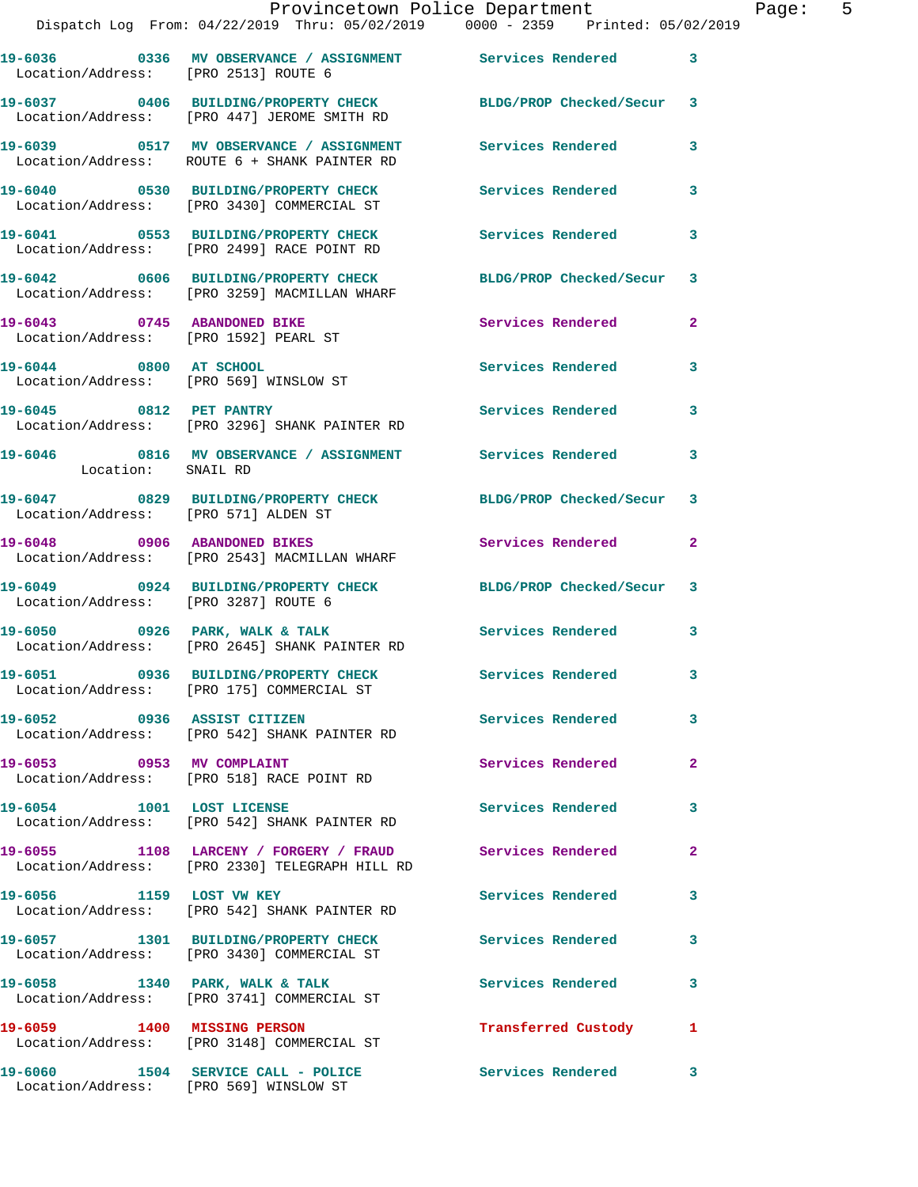| Call Number | Time | Call Reason | Action | Priority |
|---|---|---|---|---|
| 19-6036 | 0336 | MV OBSERVANCE / ASSIGNMENT | Services Rendered | 3 |
| Location/Address: | [PRO 2513] ROUTE 6 | | | |
| 19-6037 | 0406 | BUILDING/PROPERTY CHECK | BLDG/PROP Checked/Secur | 3 |
| Location/Address: | [PRO 447] JEROME SMITH RD | | | |
| 19-6039 | 0517 | MV OBSERVANCE / ASSIGNMENT | Services Rendered | 3 |
| Location/Address: | ROUTE 6 + SHANK PAINTER RD | | | |
| 19-6040 | 0530 | BUILDING/PROPERTY CHECK | Services Rendered | 3 |
| Location/Address: | [PRO 3430] COMMERCIAL ST | | | |
| 19-6041 | 0553 | BUILDING/PROPERTY CHECK | Services Rendered | 3 |
| Location/Address: | [PRO 2499] RACE POINT RD | | | |
| 19-6042 | 0606 | BUILDING/PROPERTY CHECK | BLDG/PROP Checked/Secur | 3 |
| Location/Address: | [PRO 3259] MACMILLAN WHARF | | | |
| 19-6043 | 0745 | ABANDONED BIKE | Services Rendered | 2 |
| Location/Address: | [PRO 1592] PEARL ST | | | |
| 19-6044 | 0800 | AT SCHOOL | Services Rendered | 3 |
| Location/Address: | [PRO 569] WINSLOW ST | | | |
| 19-6045 | 0812 | PET PANTRY | Services Rendered | 3 |
| Location/Address: | [PRO 3296] SHANK PAINTER RD | | | |
| 19-6046 | 0816 | MV OBSERVANCE / ASSIGNMENT | Services Rendered | 3 |
| Location: | SNAIL RD | | | |
| 19-6047 | 0829 | BUILDING/PROPERTY CHECK | BLDG/PROP Checked/Secur | 3 |
| Location/Address: | [PRO 571] ALDEN ST | | | |
| 19-6048 | 0906 | ABANDONED BIKES | Services Rendered | 2 |
| Location/Address: | [PRO 2543] MACMILLAN WHARF | | | |
| 19-6049 | 0924 | BUILDING/PROPERTY CHECK | BLDG/PROP Checked/Secur | 3 |
| Location/Address: | [PRO 3287] ROUTE 6 | | | |
| 19-6050 | 0926 | PARK, WALK & TALK | Services Rendered | 3 |
| Location/Address: | [PRO 2645] SHANK PAINTER RD | | | |
| 19-6051 | 0936 | BUILDING/PROPERTY CHECK | Services Rendered | 3 |
| Location/Address: | [PRO 175] COMMERCIAL ST | | | |
| 19-6052 | 0936 | ASSIST CITIZEN | Services Rendered | 3 |
| Location/Address: | [PRO 542] SHANK PAINTER RD | | | |
| 19-6053 | 0953 | MV COMPLAINT | Services Rendered | 2 |
| Location/Address: | [PRO 518] RACE POINT RD | | | |
| 19-6054 | 1001 | LOST LICENSE | Services Rendered | 3 |
| Location/Address: | [PRO 542] SHANK PAINTER RD | | | |
| 19-6055 | 1108 | LARCENY / FORGERY / FRAUD | Services Rendered | 2 |
| Location/Address: | [PRO 2330] TELEGRAPH HILL RD | | | |
| 19-6056 | 1159 | LOST VW KEY | Services Rendered | 3 |
| Location/Address: | [PRO 542] SHANK PAINTER RD | | | |
| 19-6057 | 1301 | BUILDING/PROPERTY CHECK | Services Rendered | 3 |
| Location/Address: | [PRO 3430] COMMERCIAL ST | | | |
| 19-6058 | 1340 | PARK, WALK & TALK | Services Rendered | 3 |
| Location/Address: | [PRO 3741] COMMERCIAL ST | | | |
| 19-6059 | 1400 | MISSING PERSON | Transferred Custody | 1 |
| Location/Address: | [PRO 3148] COMMERCIAL ST | | | |
| 19-6060 | 1504 | SERVICE CALL - POLICE | Services Rendered | 3 |
| Location/Address: | [PRO 569] WINSLOW ST | | | |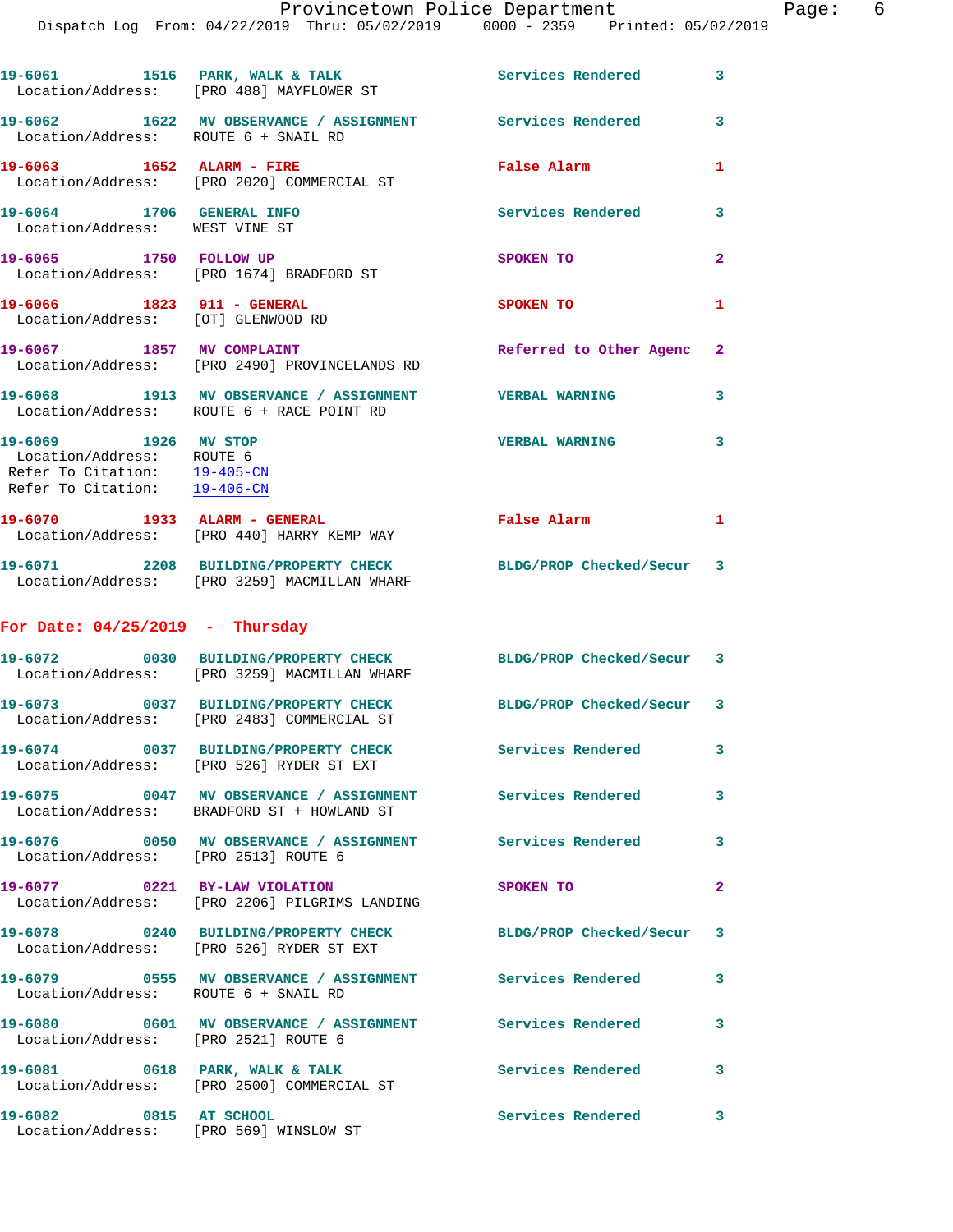19-6061 1516 PARK, WALK & TALK Services Rendered 3
Location/Address: [PRO 488] MAYFLOWER ST

19-6062 1622 MV OBSERVANCE / ASSIGNMENT Services Rendered 3
Location/Address: ROUTE 6 + SNAIL RD

19-6063 1652 ALARM - FIRE False Alarm 1
Location/Address: [PRO 2020] COMMERCIAL ST

19-6064 1706 GENERAL INFO Services Rendered 3
Location/Address: WEST VINE ST

19-6065 1750 FOLLOW UP SPOKEN TO 2
Location/Address: [PRO 1674] BRADFORD ST

19-6066 1823 911 - GENERAL SPOKEN TO 1
Location/Address: [OT] GLENWOOD RD

19-6067 1857 MV COMPLAINT Referred to Other Agenc 2
Location/Address: [PRO 2490] PROVINCELANDS RD

19-6068 1913 MV OBSERVANCE / ASSIGNMENT VERBAL WARNING 3
Location/Address: ROUTE 6 + RACE POINT RD

19-6069 1926 MV STOP VERBAL WARNING 3
Location/Address: ROUTE 6
Refer To Citation: 19-405-CN
Refer To Citation: 19-406-CN

19-6070 1933 ALARM - GENERAL False Alarm 1
Location/Address: [PRO 440] HARRY KEMP WAY

19-6071 2208 BUILDING/PROPERTY CHECK BLDG/PROP Checked/Secur 3
Location/Address: [PRO 3259] MACMILLAN WHARF

**For Date: 04/25/2019 - Thursday**

19-6072 0030 BUILDING/PROPERTY CHECK BLDG/PROP Checked/Secur 3
Location/Address: [PRO 3259] MACMILLAN WHARF

19-6073 0037 BUILDING/PROPERTY CHECK BLDG/PROP Checked/Secur 3
Location/Address: [PRO 2483] COMMERCIAL ST

19-6074 0037 BUILDING/PROPERTY CHECK Services Rendered 3
Location/Address: [PRO 526] RYDER ST EXT

19-6075 0047 MV OBSERVANCE / ASSIGNMENT Services Rendered 3
Location/Address: BRADFORD ST + HOWLAND ST

19-6076 0050 MV OBSERVANCE / ASSIGNMENT Services Rendered 3
Location/Address: [PRO 2513] ROUTE 6

19-6077 0221 BY-LAW VIOLATION SPOKEN TO 2
Location/Address: [PRO 2206] PILGRIMS LANDING

19-6078 0240 BUILDING/PROPERTY CHECK BLDG/PROP Checked/Secur 3
Location/Address: [PRO 526] RYDER ST EXT

19-6079 0555 MV OBSERVANCE / ASSIGNMENT Services Rendered 3
Location/Address: ROUTE 6 + SNAIL RD

19-6080 0601 MV OBSERVANCE / ASSIGNMENT Services Rendered 3
Location/Address: [PRO 2521] ROUTE 6

19-6081 0618 PARK, WALK & TALK Services Rendered 3
Location/Address: [PRO 2500] COMMERCIAL ST

19-6082 0815 AT SCHOOL Services Rendered 3
Location/Address: [PRO 569] WINSLOW ST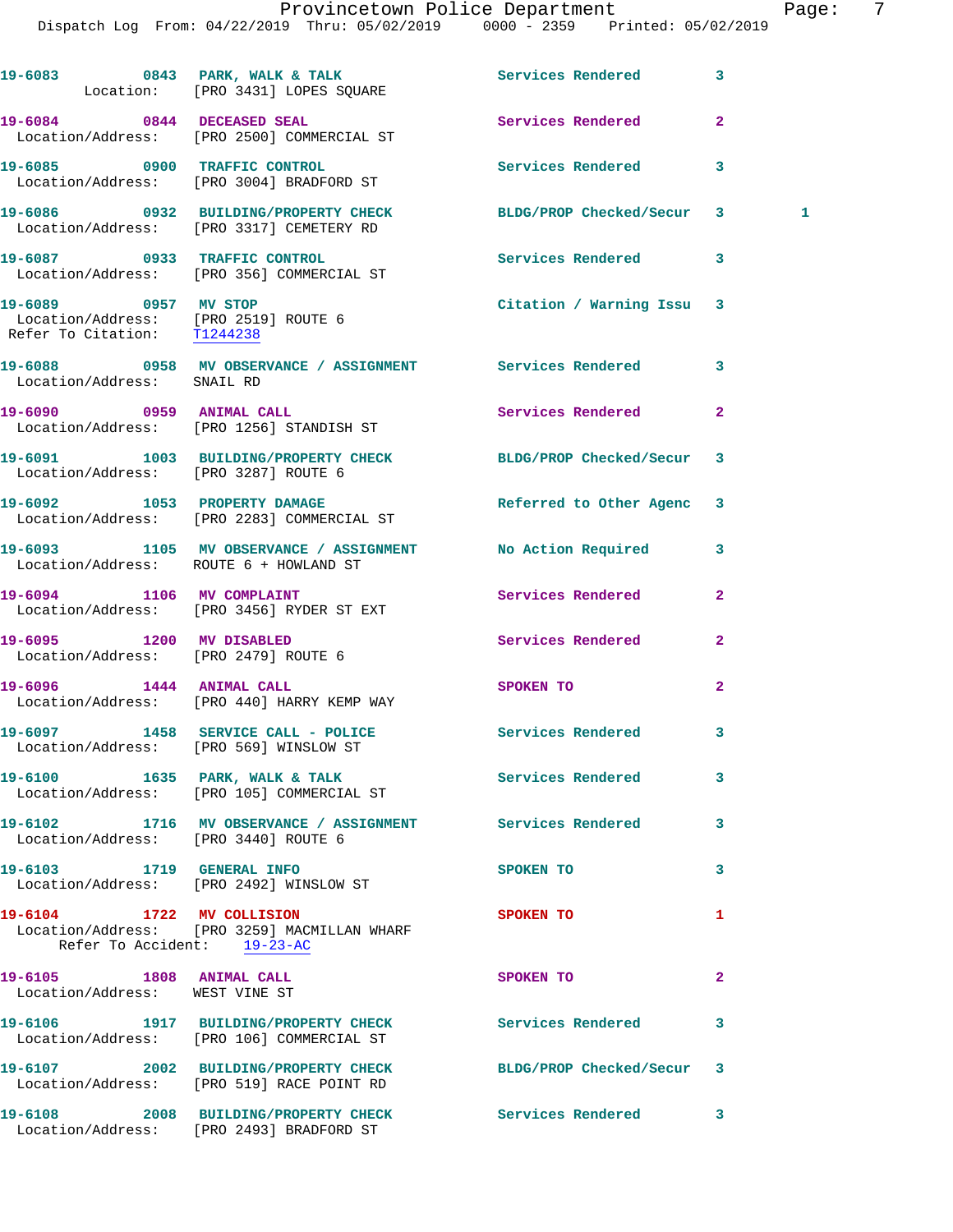19-6083 0843 PARK, WALK & TALK Services Rendered 3
Location: [PRO 3431] LOPES SQUARE

19-6084 0844 DECEASED SEAL Services Rendered 2
Location/Address: [PRO 2500] COMMERCIAL ST

19-6085 0900 TRAFFIC CONTROL Services Rendered 3
Location/Address: [PRO 3004] BRADFORD ST

19-6086 0932 BUILDING/PROPERTY CHECK BLDG/PROP Checked/Secur 3 1
Location/Address: [PRO 3317] CEMETERY RD

19-6087 0933 TRAFFIC CONTROL Services Rendered 3
Location/Address: [PRO 356] COMMERCIAL ST

19-6089 0957 MV STOP Citation / Warning Issu 3
Location/Address: [PRO 2519] ROUTE 6
Refer To Citation: T1244238

19-6088 0958 MV OBSERVANCE / ASSIGNMENT Services Rendered 3
Location/Address: SNAIL RD

19-6090 0959 ANIMAL CALL Services Rendered 2
Location/Address: [PRO 1256] STANDISH ST

19-6091 1003 BUILDING/PROPERTY CHECK BLDG/PROP Checked/Secur 3
Location/Address: [PRO 3287] ROUTE 6

19-6092 1053 PROPERTY DAMAGE Referred to Other Agenc 3
Location/Address: [PRO 2283] COMMERCIAL ST

19-6093 1105 MV OBSERVANCE / ASSIGNMENT No Action Required 3
Location/Address: ROUTE 6 + HOWLAND ST

19-6094 1106 MV COMPLAINT Services Rendered 2
Location/Address: [PRO 3456] RYDER ST EXT

19-6095 1200 MV DISABLED Services Rendered 2
Location/Address: [PRO 2479] ROUTE 6

19-6096 1444 ANIMAL CALL SPOKEN TO 2
Location/Address: [PRO 440] HARRY KEMP WAY

19-6097 1458 SERVICE CALL - POLICE Services Rendered 3
Location/Address: [PRO 569] WINSLOW ST

19-6100 1635 PARK, WALK & TALK Services Rendered 3
Location/Address: [PRO 105] COMMERCIAL ST

19-6102 1716 MV OBSERVANCE / ASSIGNMENT Services Rendered 3
Location/Address: [PRO 3440] ROUTE 6

19-6103 1719 GENERAL INFO SPOKEN TO 3
Location/Address: [PRO 2492] WINSLOW ST

19-6104 1722 MV COLLISION SPOKEN TO 1
Location/Address: [PRO 3259] MACMILLAN WHARF
Refer To Accident: 19-23-AC

19-6105 1808 ANIMAL CALL SPOKEN TO 2
Location/Address: WEST VINE ST

19-6106 1917 BUILDING/PROPERTY CHECK Services Rendered 3
Location/Address: [PRO 106] COMMERCIAL ST

19-6107 2002 BUILDING/PROPERTY CHECK BLDG/PROP Checked/Secur 3
Location/Address: [PRO 519] RACE POINT RD

19-6108 2008 BUILDING/PROPERTY CHECK Services Rendered 3
Location/Address: [PRO 2493] BRADFORD ST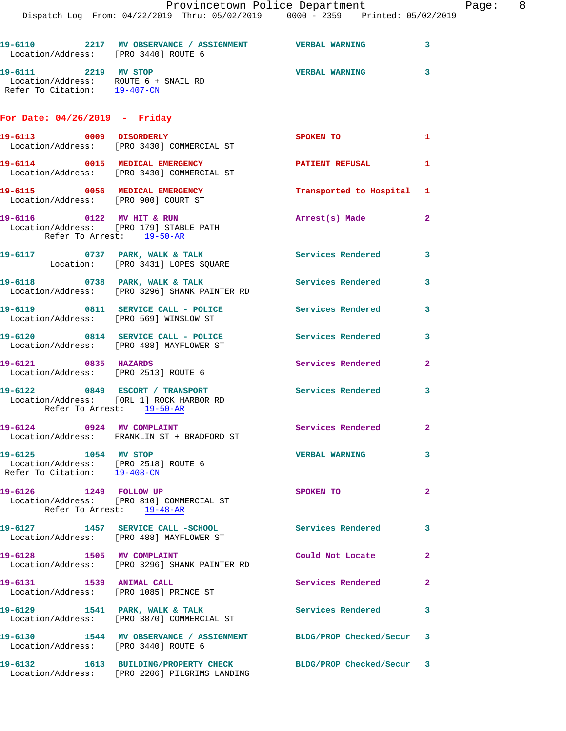19-6110 2217 MV OBSERVANCE / ASSIGNMENT VERBAL WARNING 3
Location/Address: [PRO 3440] ROUTE 6

19-6111 2219 MV STOP VERBAL WARNING 3
Location/Address: ROUTE 6 + SNAIL RD
Refer To Citation: 19-407-CN

## For Date: 04/26/2019 - Friday

19-6113 0009 DISORDERLY SPOKEN TO 1
Location/Address: [PRO 3430] COMMERCIAL ST

19-6114 0015 MEDICAL EMERGENCY PATIENT REFUSAL 1
Location/Address: [PRO 3430] COMMERCIAL ST

19-6115 0056 MEDICAL EMERGENCY Transported to Hospital 1
Location/Address: [PRO 900] COURT ST

19-6116 0122 MV HIT & RUN Arrest(s) Made 2
Location/Address: [PRO 179] STABLE PATH
Refer To Arrest: 19-50-AR

19-6117 0737 PARK, WALK & TALK Services Rendered 3
Location: [PRO 3431] LOPES SQUARE

19-6118 0738 PARK, WALK & TALK Services Rendered 3
Location/Address: [PRO 3296] SHANK PAINTER RD

19-6119 0811 SERVICE CALL - POLICE Services Rendered 3
Location/Address: [PRO 569] WINSLOW ST

19-6120 0814 SERVICE CALL - POLICE Services Rendered 3
Location/Address: [PRO 488] MAYFLOWER ST

19-6121 0835 HAZARDS Services Rendered 2
Location/Address: [PRO 2513] ROUTE 6

19-6122 0849 ESCORT / TRANSPORT Services Rendered 3
Location/Address: [ORL 1] ROCK HARBOR RD
Refer To Arrest: 19-50-AR

19-6124 0924 MV COMPLAINT Services Rendered 2
Location/Address: FRANKLIN ST + BRADFORD ST

19-6125 1054 MV STOP VERBAL WARNING 3
Location/Address: [PRO 2518] ROUTE 6
Refer To Citation: 19-408-CN

19-6126 1249 FOLLOW UP SPOKEN TO 2
Location/Address: [PRO 810] COMMERCIAL ST
Refer To Arrest: 19-48-AR

19-6127 1457 SERVICE CALL -SCHOOL Services Rendered 3
Location/Address: [PRO 488] MAYFLOWER ST

19-6128 1505 MV COMPLAINT Could Not Locate 2
Location/Address: [PRO 3296] SHANK PAINTER RD

19-6131 1539 ANIMAL CALL Services Rendered 2
Location/Address: [PRO 1085] PRINCE ST

19-6129 1541 PARK, WALK & TALK Services Rendered 3
Location/Address: [PRO 3870] COMMERCIAL ST

19-6130 1544 MV OBSERVANCE / ASSIGNMENT BLDG/PROP Checked/Secur 3
Location/Address: [PRO 3440] ROUTE 6

19-6132 1613 BUILDING/PROPERTY CHECK BLDG/PROP Checked/Secur 3
Location/Address: [PRO 2206] PILGRIMS LANDING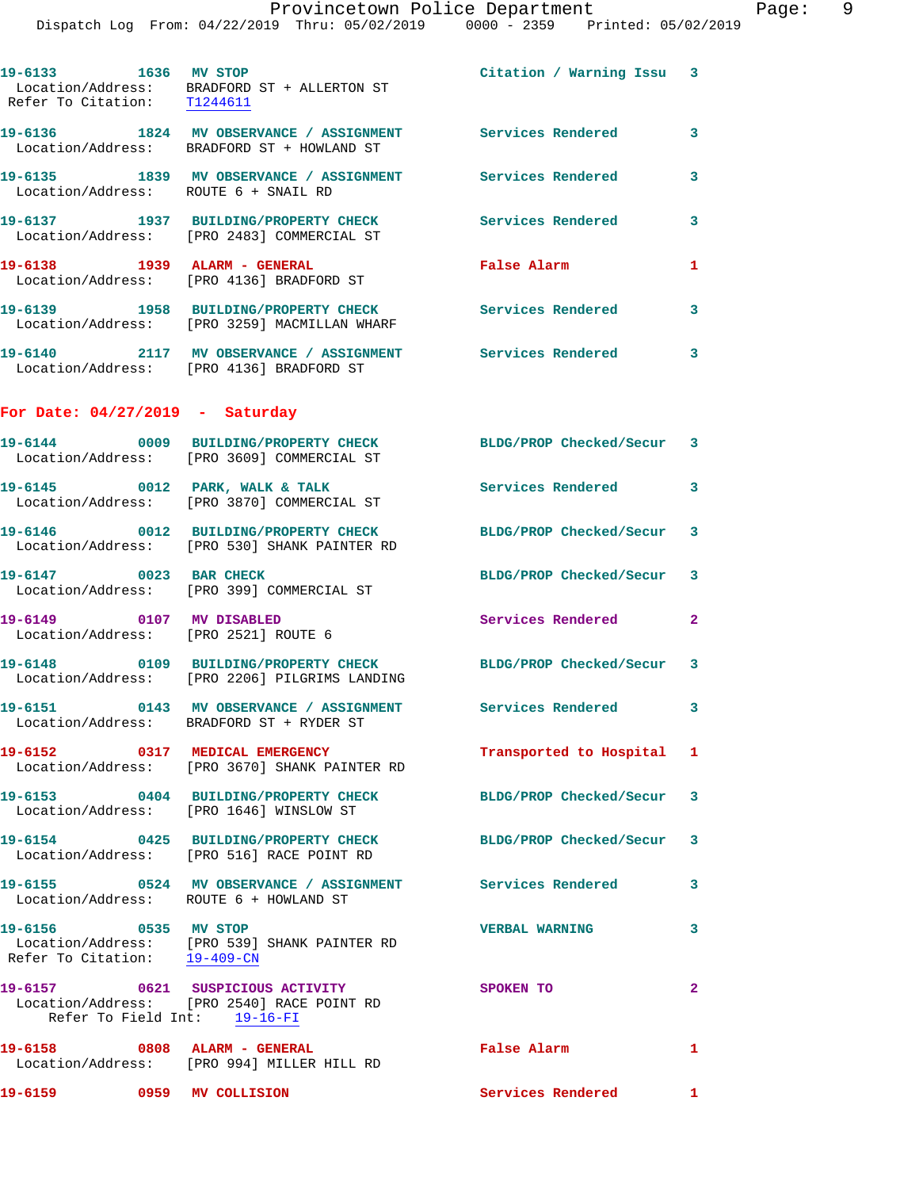19-6133 1636 MV STOP Citation / Warning Issu 3
 Location/Address: BRADFORD ST + ALLERTON ST
 Refer To Citation: T1244611

19-6136 1824 MV OBSERVANCE / ASSIGNMENT Services Rendered 3
 Location/Address: BRADFORD ST + HOWLAND ST

19-6135 1839 MV OBSERVANCE / ASSIGNMENT Services Rendered 3
 Location/Address: ROUTE 6 + SNAIL RD

19-6137 1937 BUILDING/PROPERTY CHECK Services Rendered 3
 Location/Address: [PRO 2483] COMMERCIAL ST

19-6138 1939 ALARM - GENERAL False Alarm 1
 Location/Address: [PRO 4136] BRADFORD ST

19-6139 1958 BUILDING/PROPERTY CHECK Services Rendered 3
 Location/Address: [PRO 3259] MACMILLAN WHARF

19-6140 2117 MV OBSERVANCE / ASSIGNMENT Services Rendered 3
 Location/Address: [PRO 4136] BRADFORD ST

## For Date: 04/27/2019 - Saturday

19-6144 0009 BUILDING/PROPERTY CHECK BLDG/PROP Checked/Secur 3
 Location/Address: [PRO 3609] COMMERCIAL ST

19-6145 0012 PARK, WALK & TALK Services Rendered 3
 Location/Address: [PRO 3870] COMMERCIAL ST

19-6146 0012 BUILDING/PROPERTY CHECK BLDG/PROP Checked/Secur 3
 Location/Address: [PRO 530] SHANK PAINTER RD

19-6147 0023 BAR CHECK BLDG/PROP Checked/Secur 3
 Location/Address: [PRO 399] COMMERCIAL ST

19-6149 0107 MV DISABLED Services Rendered 2
 Location/Address: [PRO 2521] ROUTE 6

19-6148 0109 BUILDING/PROPERTY CHECK BLDG/PROP Checked/Secur 3
 Location/Address: [PRO 2206] PILGRIMS LANDING

19-6151 0143 MV OBSERVANCE / ASSIGNMENT Services Rendered 3
 Location/Address: BRADFORD ST + RYDER ST

19-6152 0317 MEDICAL EMERGENCY Transported to Hospital 1
 Location/Address: [PRO 3670] SHANK PAINTER RD

19-6153 0404 BUILDING/PROPERTY CHECK BLDG/PROP Checked/Secur 3
 Location/Address: [PRO 1646] WINSLOW ST

19-6154 0425 BUILDING/PROPERTY CHECK BLDG/PROP Checked/Secur 3
 Location/Address: [PRO 516] RACE POINT RD

19-6155 0524 MV OBSERVANCE / ASSIGNMENT Services Rendered 3
 Location/Address: ROUTE 6 + HOWLAND ST

19-6156 0535 MV STOP VERBAL WARNING 3
 Location/Address: [PRO 539] SHANK PAINTER RD
 Refer To Citation: 19-409-CN

19-6157 0621 SUSPICIOUS ACTIVITY SPOKEN TO 2
 Location/Address: [PRO 2540] RACE POINT RD
 Refer To Field Int: 19-16-FI

19-6158 0808 ALARM - GENERAL False Alarm 1
 Location/Address: [PRO 994] MILLER HILL RD

19-6159 0959 MV COLLISION Services Rendered 1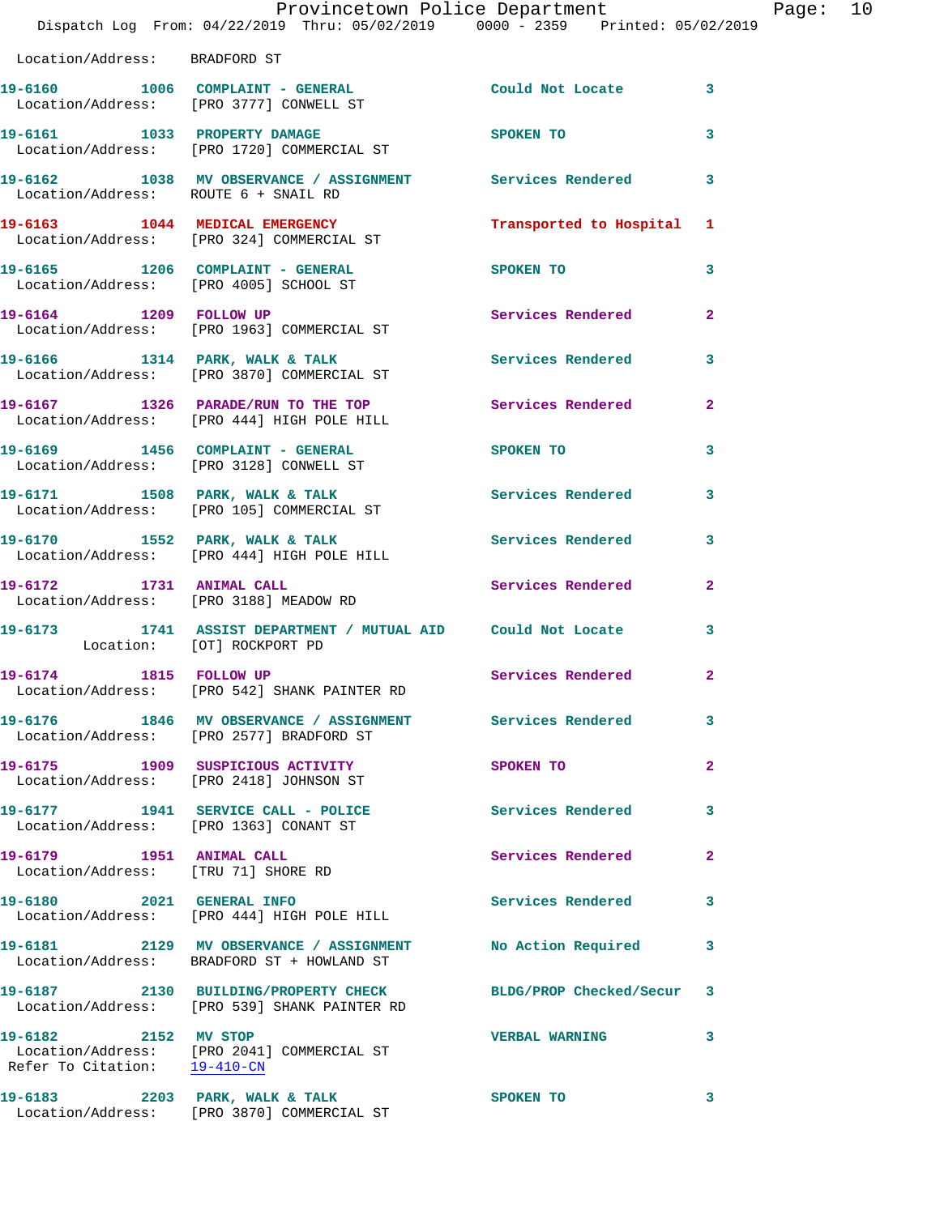Location/Address: BRADFORD ST

| Call # | Time | Type | Disposition | Priority |
|---|---|---|---|---|
| 19-6160 | 1006 | COMPLAINT - GENERAL | Could Not Locate | 3 |
| | | Location/Address: [PRO 3777] CONWELL ST | | |
| 19-6161 | 1033 | PROPERTY DAMAGE | SPOKEN TO | 3 |
| | | Location/Address: [PRO 1720] COMMERCIAL ST | | |
| 19-6162 | 1038 | MV OBSERVANCE / ASSIGNMENT | Services Rendered | 3 |
| | | Location/Address: ROUTE 6 + SNAIL RD | | |
| 19-6163 | 1044 | MEDICAL EMERGENCY | Transported to Hospital | 1 |
| | | Location/Address: [PRO 324] COMMERCIAL ST | | |
| 19-6165 | 1206 | COMPLAINT - GENERAL | SPOKEN TO | 3 |
| | | Location/Address: [PRO 4005] SCHOOL ST | | |
| 19-6164 | 1209 | FOLLOW UP | Services Rendered | 2 |
| | | Location/Address: [PRO 1963] COMMERCIAL ST | | |
| 19-6166 | 1314 | PARK, WALK & TALK | Services Rendered | 3 |
| | | Location/Address: [PRO 3870] COMMERCIAL ST | | |
| 19-6167 | 1326 | PARADE/RUN TO THE TOP | Services Rendered | 2 |
| | | Location/Address: [PRO 444] HIGH POLE HILL | | |
| 19-6169 | 1456 | COMPLAINT - GENERAL | SPOKEN TO | 3 |
| | | Location/Address: [PRO 3128] CONWELL ST | | |
| 19-6171 | 1508 | PARK, WALK & TALK | Services Rendered | 3 |
| | | Location/Address: [PRO 105] COMMERCIAL ST | | |
| 19-6170 | 1552 | PARK, WALK & TALK | Services Rendered | 3 |
| | | Location/Address: [PRO 444] HIGH POLE HILL | | |
| 19-6172 | 1731 | ANIMAL CALL | Services Rendered | 2 |
| | | Location/Address: [PRO 3188] MEADOW RD | | |
| 19-6173 | 1741 | ASSIST DEPARTMENT / MUTUAL AID | Could Not Locate | 3 |
| | | Location: [OT] ROCKPORT PD | | |
| 19-6174 | 1815 | FOLLOW UP | Services Rendered | 2 |
| | | Location/Address: [PRO 542] SHANK PAINTER RD | | |
| 19-6176 | 1846 | MV OBSERVANCE / ASSIGNMENT | Services Rendered | 3 |
| | | Location/Address: [PRO 2577] BRADFORD ST | | |
| 19-6175 | 1909 | SUSPICIOUS ACTIVITY | SPOKEN TO | 2 |
| | | Location/Address: [PRO 2418] JOHNSON ST | | |
| 19-6177 | 1941 | SERVICE CALL - POLICE | Services Rendered | 3 |
| | | Location/Address: [PRO 1363] CONANT ST | | |
| 19-6179 | 1951 | ANIMAL CALL | Services Rendered | 2 |
| | | Location/Address: [TRU 71] SHORE RD | | |
| 19-6180 | 2021 | GENERAL INFO | Services Rendered | 3 |
| | | Location/Address: [PRO 444] HIGH POLE HILL | | |
| 19-6181 | 2129 | MV OBSERVANCE / ASSIGNMENT | No Action Required | 3 |
| | | Location/Address: BRADFORD ST + HOWLAND ST | | |
| 19-6187 | 2130 | BUILDING/PROPERTY CHECK | BLDG/PROP Checked/Secur | 3 |
| | | Location/Address: [PRO 539] SHANK PAINTER RD | | |
| 19-6182 | 2152 | MV STOP | VERBAL WARNING | 3 |
| | | Location/Address: [PRO 2041] COMMERCIAL ST | | |
| | | Refer To Citation: 19-410-CN | | |
| 19-6183 | 2203 | PARK, WALK & TALK | SPOKEN TO | 3 |
| | | Location/Address: [PRO 3870] COMMERCIAL ST | | |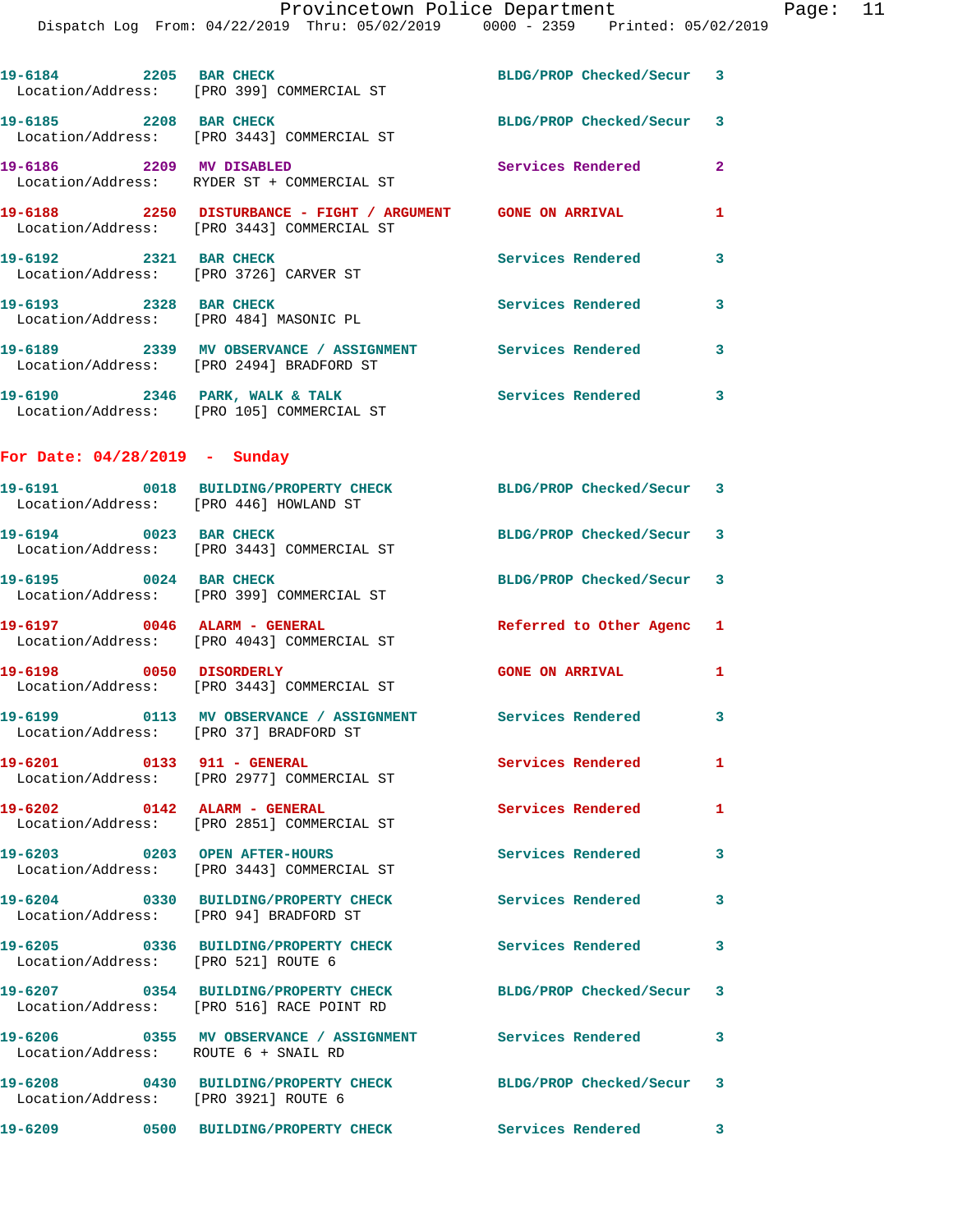19-6184 2205 BAR CHECK BLDG/PROP Checked/Secur 3
Location/Address: [PRO 399] COMMERCIAL ST

19-6185 2208 BAR CHECK BLDG/PROP Checked/Secur 3
Location/Address: [PRO 3443] COMMERCIAL ST

19-6186 2209 MV DISABLED Services Rendered 2
Location/Address: RYDER ST + COMMERCIAL ST

19-6188 2250 DISTURBANCE - FIGHT / ARGUMENT GONE ON ARRIVAL 1
Location/Address: [PRO 3443] COMMERCIAL ST

19-6192 2321 BAR CHECK Services Rendered 3
Location/Address: [PRO 3726] CARVER ST

19-6193 2328 BAR CHECK Services Rendered 3
Location/Address: [PRO 484] MASONIC PL

19-6189 2339 MV OBSERVANCE / ASSIGNMENT Services Rendered 3
Location/Address: [PRO 2494] BRADFORD ST

19-6190 2346 PARK, WALK & TALK Services Rendered 3
Location/Address: [PRO 105] COMMERCIAL ST

## For Date: 04/28/2019 - Sunday

19-6191 0018 BUILDING/PROPERTY CHECK BLDG/PROP Checked/Secur 3
Location/Address: [PRO 446] HOWLAND ST

19-6194 0023 BAR CHECK BLDG/PROP Checked/Secur 3
Location/Address: [PRO 3443] COMMERCIAL ST

19-6195 0024 BAR CHECK BLDG/PROP Checked/Secur 3
Location/Address: [PRO 399] COMMERCIAL ST

19-6197 0046 ALARM - GENERAL Referred to Other Agenc 1
Location/Address: [PRO 4043] COMMERCIAL ST

19-6198 0050 DISORDERLY GONE ON ARRIVAL 1
Location/Address: [PRO 3443] COMMERCIAL ST

19-6199 0113 MV OBSERVANCE / ASSIGNMENT Services Rendered 3
Location/Address: [PRO 37] BRADFORD ST

19-6201 0133 911 - GENERAL Services Rendered 1
Location/Address: [PRO 2977] COMMERCIAL ST

19-6202 0142 ALARM - GENERAL Services Rendered 1
Location/Address: [PRO 2851] COMMERCIAL ST

19-6203 0203 OPEN AFTER-HOURS Services Rendered 3
Location/Address: [PRO 3443] COMMERCIAL ST

19-6204 0330 BUILDING/PROPERTY CHECK Services Rendered 3
Location/Address: [PRO 94] BRADFORD ST

19-6205 0336 BUILDING/PROPERTY CHECK Services Rendered 3
Location/Address: [PRO 521] ROUTE 6

19-6207 0354 BUILDING/PROPERTY CHECK BLDG/PROP Checked/Secur 3
Location/Address: [PRO 516] RACE POINT RD

19-6206 0355 MV OBSERVANCE / ASSIGNMENT Services Rendered 3
Location/Address: ROUTE 6 + SNAIL RD

19-6208 0430 BUILDING/PROPERTY CHECK BLDG/PROP Checked/Secur 3
Location/Address: [PRO 3921] ROUTE 6

19-6209 0500 BUILDING/PROPERTY CHECK Services Rendered 3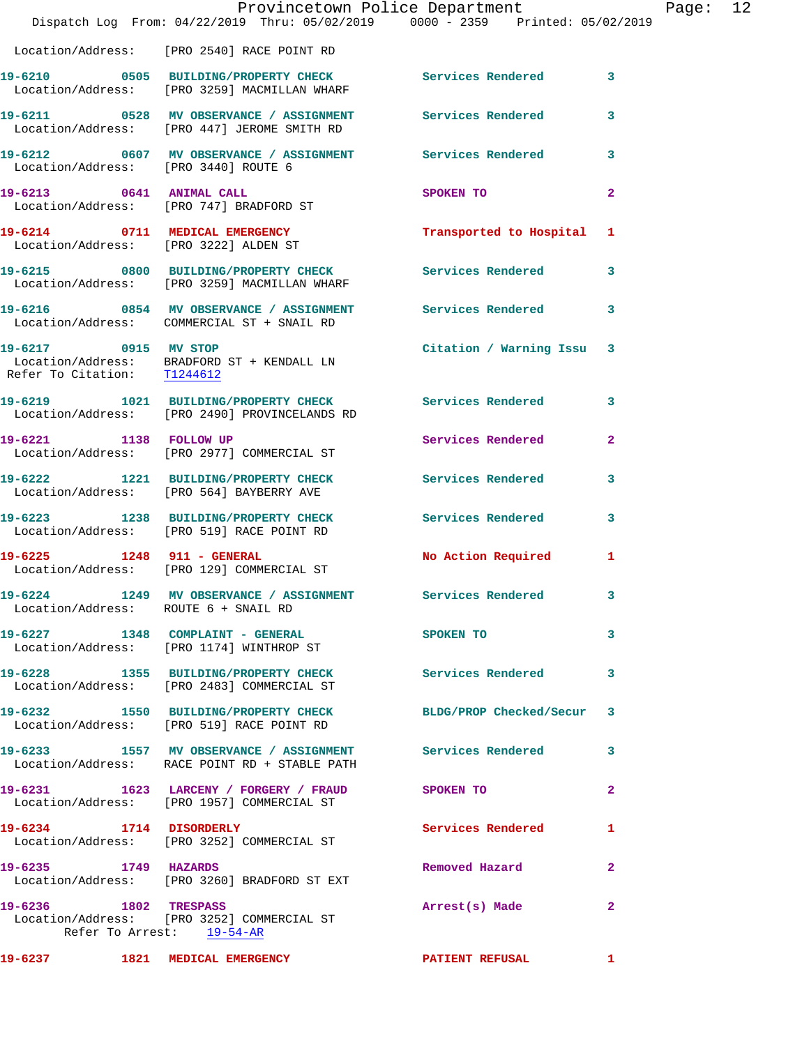Location/Address: [PRO 2540] RACE POINT RD

**19-6210** 0505 **BUILDING/PROPERTY CHECK** Services Rendered 3
Location/Address: [PRO 3259] MACMILLAN WHARF

**19-6211** 0528 **MV OBSERVANCE / ASSIGNMENT** Services Rendered 3
Location/Address: [PRO 447] JEROME SMITH RD

**19-6212** 0607 **MV OBSERVANCE / ASSIGNMENT** Services Rendered 3
Location/Address: [PRO 3440] ROUTE 6

**19-6213** 0641 **ANIMAL CALL** SPOKEN TO 2
Location/Address: [PRO 747] BRADFORD ST

**19-6214** 0711 **MEDICAL EMERGENCY** Transported to Hospital 1
Location/Address: [PRO 3222] ALDEN ST

**19-6215** 0800 **BUILDING/PROPERTY CHECK** Services Rendered 3
Location/Address: [PRO 3259] MACMILLAN WHARF

**19-6216** 0854 **MV OBSERVANCE / ASSIGNMENT** Services Rendered 3
Location/Address: COMMERCIAL ST + SNAIL RD

**19-6217** 0915 **MV STOP** Citation / Warning Issu 3
Location/Address: BRADFORD ST + KENDALL LN
Refer To Citation: T1244612

**19-6219** 1021 **BUILDING/PROPERTY CHECK** Services Rendered 3
Location/Address: [PRO 2490] PROVINCELANDS RD

**19-6221** 1138 **FOLLOW UP** Services Rendered 2
Location/Address: [PRO 2977] COMMERCIAL ST

**19-6222** 1221 **BUILDING/PROPERTY CHECK** Services Rendered 3
Location/Address: [PRO 564] BAYBERRY AVE

**19-6223** 1238 **BUILDING/PROPERTY CHECK** Services Rendered 3
Location/Address: [PRO 519] RACE POINT RD

**19-6225** 1248 **911 - GENERAL** No Action Required 1
Location/Address: [PRO 129] COMMERCIAL ST

**19-6224** 1249 **MV OBSERVANCE / ASSIGNMENT** Services Rendered 3
Location/Address: ROUTE 6 + SNAIL RD

**19-6227** 1348 **COMPLAINT - GENERAL** SPOKEN TO 3
Location/Address: [PRO 1174] WINTHROP ST

**19-6228** 1355 **BUILDING/PROPERTY CHECK** Services Rendered 3
Location/Address: [PRO 2483] COMMERCIAL ST

**19-6232** 1550 **BUILDING/PROPERTY CHECK** BLDG/PROP Checked/Secur 3
Location/Address: [PRO 519] RACE POINT RD

**19-6233** 1557 **MV OBSERVANCE / ASSIGNMENT** Services Rendered 3
Location/Address: RACE POINT RD + STABLE PATH

**19-6231** 1623 **LARCENY / FORGERY / FRAUD** SPOKEN TO 2
Location/Address: [PRO 1957] COMMERCIAL ST

**19-6234** 1714 **DISORDERLY** Services Rendered 1
Location/Address: [PRO 3252] COMMERCIAL ST

**19-6235** 1749 **HAZARDS** Removed Hazard 2
Location/Address: [PRO 3260] BRADFORD ST EXT

**19-6236** 1802 **TRESPASS** Arrest(s) Made 2
Location/Address: [PRO 3252] COMMERCIAL ST
Refer To Arrest: 19-54-AR

**19-6237** 1821 **MEDICAL EMERGENCY** PATIENT REFUSAL 1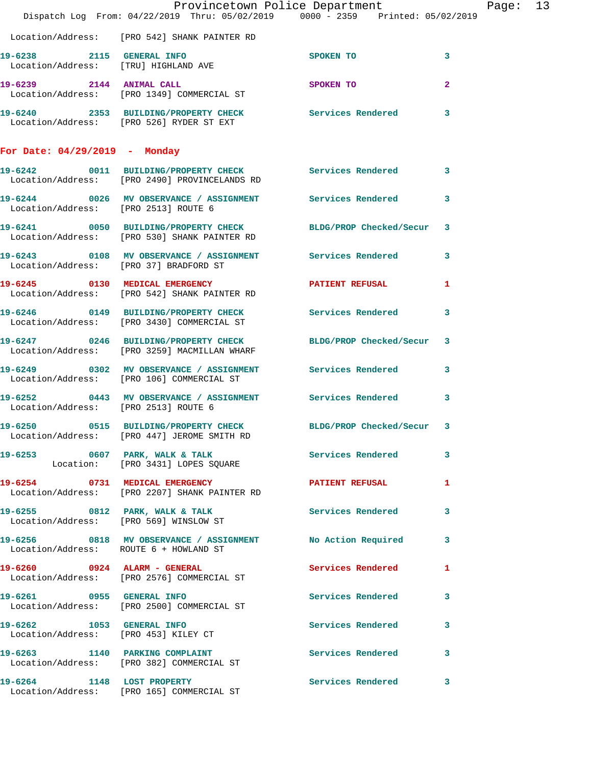Location/Address: [PRO 542] SHANK PAINTER RD

19-6238 2115 GENERAL INFO SPOKEN TO 3
Location/Address: [TRU] HIGHLAND AVE

19-6239 2144 ANIMAL CALL SPOKEN TO 2
Location/Address: [PRO 1349] COMMERCIAL ST

19-6240 2353 BUILDING/PROPERTY CHECK Services Rendered 3
Location/Address: [PRO 526] RYDER ST EXT

## For Date: 04/29/2019 - Monday

19-6242 0011 BUILDING/PROPERTY CHECK Services Rendered 3
Location/Address: [PRO 2490] PROVINCELANDS RD

19-6244 0026 MV OBSERVANCE / ASSIGNMENT Services Rendered 3
Location/Address: [PRO 2513] ROUTE 6

19-6241 0050 BUILDING/PROPERTY CHECK BLDG/PROP Checked/Secur 3
Location/Address: [PRO 530] SHANK PAINTER RD

19-6243 0108 MV OBSERVANCE / ASSIGNMENT Services Rendered 3
Location/Address: [PRO 37] BRADFORD ST

19-6245 0130 MEDICAL EMERGENCY PATIENT REFUSAL 1
Location/Address: [PRO 542] SHANK PAINTER RD

19-6246 0149 BUILDING/PROPERTY CHECK Services Rendered 3
Location/Address: [PRO 3430] COMMERCIAL ST

19-6247 0246 BUILDING/PROPERTY CHECK BLDG/PROP Checked/Secur 3
Location/Address: [PRO 3259] MACMILLAN WHARF

19-6249 0302 MV OBSERVANCE / ASSIGNMENT Services Rendered 3
Location/Address: [PRO 106] COMMERCIAL ST

19-6252 0443 MV OBSERVANCE / ASSIGNMENT Services Rendered 3
Location/Address: [PRO 2513] ROUTE 6

19-6250 0515 BUILDING/PROPERTY CHECK BLDG/PROP Checked/Secur 3
Location/Address: [PRO 447] JEROME SMITH RD

19-6253 0607 PARK, WALK & TALK Services Rendered 3
Location: [PRO 3431] LOPES SQUARE

19-6254 0731 MEDICAL EMERGENCY PATIENT REFUSAL 1
Location/Address: [PRO 2207] SHANK PAINTER RD

19-6255 0812 PARK, WALK & TALK Services Rendered 3
Location/Address: [PRO 569] WINSLOW ST

19-6256 0818 MV OBSERVANCE / ASSIGNMENT No Action Required 3
Location/Address: ROUTE 6 + HOWLAND ST

19-6260 0924 ALARM - GENERAL Services Rendered 1
Location/Address: [PRO 2576] COMMERCIAL ST

19-6261 0955 GENERAL INFO Services Rendered 3
Location/Address: [PRO 2500] COMMERCIAL ST

19-6262 1053 GENERAL INFO Services Rendered 3
Location/Address: [PRO 453] KILEY CT

19-6263 1140 PARKING COMPLAINT Services Rendered 3
Location/Address: [PRO 382] COMMERCIAL ST

19-6264 1148 LOST PROPERTY Services Rendered 3
Location/Address: [PRO 165] COMMERCIAL ST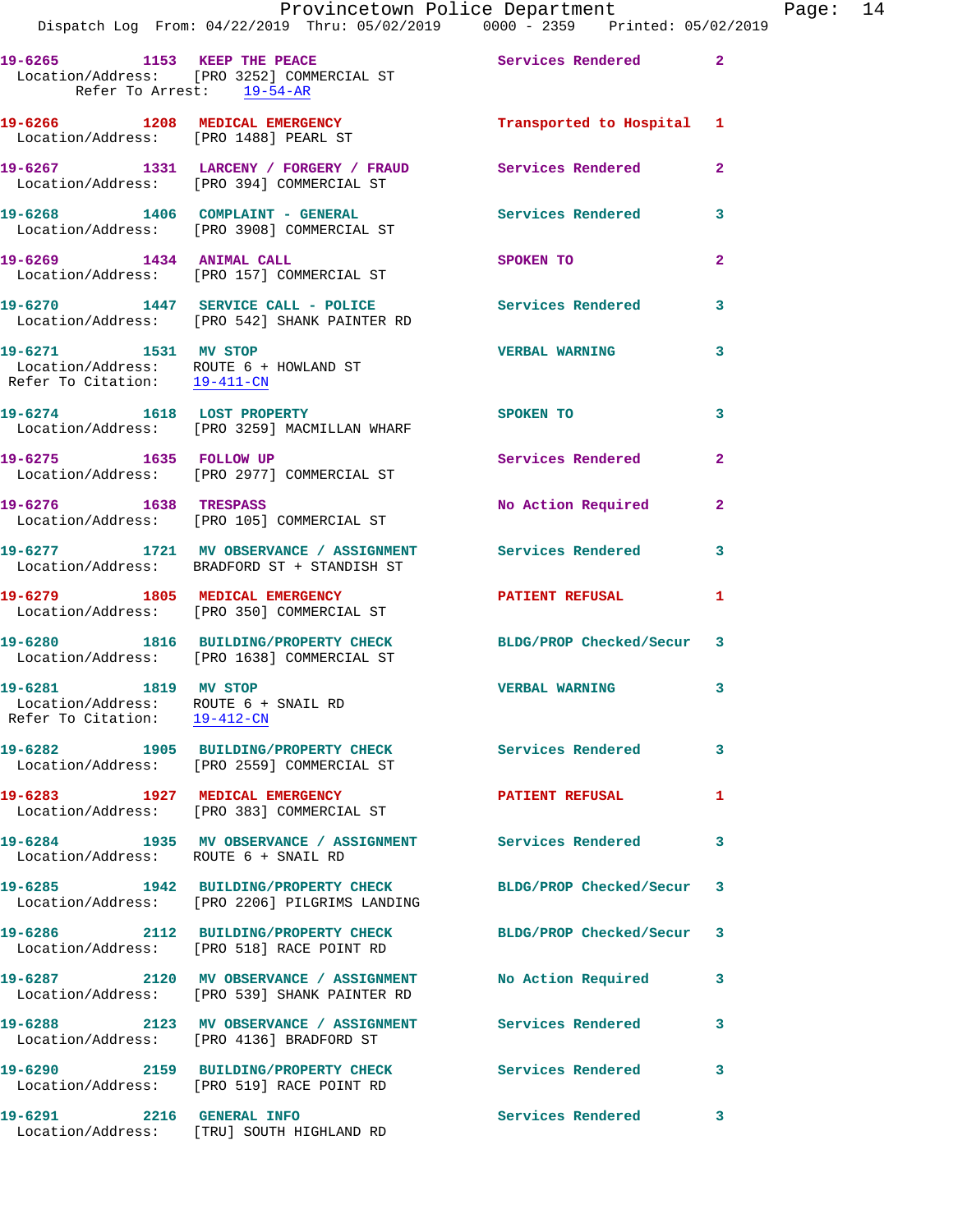19-6265 1153 KEEP THE PEACE Services Rendered 2
Location/Address: [PRO 3252] COMMERCIAL ST
Refer To Arrest: 19-54-AR

19-6266 1208 MEDICAL EMERGENCY Transported to Hospital 1
Location/Address: [PRO 1488] PEARL ST

19-6267 1331 LARCENY / FORGERY / FRAUD Services Rendered 2
Location/Address: [PRO 394] COMMERCIAL ST

19-6268 1406 COMPLAINT - GENERAL Services Rendered 3
Location/Address: [PRO 3908] COMMERCIAL ST

19-6269 1434 ANIMAL CALL SPOKEN TO 2
Location/Address: [PRO 157] COMMERCIAL ST

19-6270 1447 SERVICE CALL - POLICE Services Rendered 3
Location/Address: [PRO 542] SHANK PAINTER RD

19-6271 1531 MV STOP VERBAL WARNING 3
Location/Address: ROUTE 6 + HOWLAND ST
Refer To Citation: 19-411-CN

19-6274 1618 LOST PROPERTY SPOKEN TO 3
Location/Address: [PRO 3259] MACMILLAN WHARF

19-6275 1635 FOLLOW UP Services Rendered 2
Location/Address: [PRO 2977] COMMERCIAL ST

19-6276 1638 TRESPASS No Action Required 2
Location/Address: [PRO 105] COMMERCIAL ST

19-6277 1721 MV OBSERVANCE / ASSIGNMENT Services Rendered 3
Location/Address: BRADFORD ST + STANDISH ST

19-6279 1805 MEDICAL EMERGENCY PATIENT REFUSAL 1
Location/Address: [PRO 350] COMMERCIAL ST

19-6280 1816 BUILDING/PROPERTY CHECK BLDG/PROP Checked/Secur 3
Location/Address: [PRO 1638] COMMERCIAL ST

19-6281 1819 MV STOP VERBAL WARNING 3
Location/Address: ROUTE 6 + SNAIL RD
Refer To Citation: 19-412-CN

19-6282 1905 BUILDING/PROPERTY CHECK Services Rendered 3
Location/Address: [PRO 2559] COMMERCIAL ST

19-6283 1927 MEDICAL EMERGENCY PATIENT REFUSAL 1
Location/Address: [PRO 383] COMMERCIAL ST

19-6284 1935 MV OBSERVANCE / ASSIGNMENT Services Rendered 3
Location/Address: ROUTE 6 + SNAIL RD

19-6285 1942 BUILDING/PROPERTY CHECK BLDG/PROP Checked/Secur 3
Location/Address: [PRO 2206] PILGRIMS LANDING

19-6286 2112 BUILDING/PROPERTY CHECK BLDG/PROP Checked/Secur 3
Location/Address: [PRO 518] RACE POINT RD

19-6287 2120 MV OBSERVANCE / ASSIGNMENT No Action Required 3
Location/Address: [PRO 539] SHANK PAINTER RD

19-6288 2123 MV OBSERVANCE / ASSIGNMENT Services Rendered 3
Location/Address: [PRO 4136] BRADFORD ST

19-6290 2159 BUILDING/PROPERTY CHECK Services Rendered 3
Location/Address: [PRO 519] RACE POINT RD

19-6291 2216 GENERAL INFO Services Rendered 3
Location/Address: [TRU] SOUTH HIGHLAND RD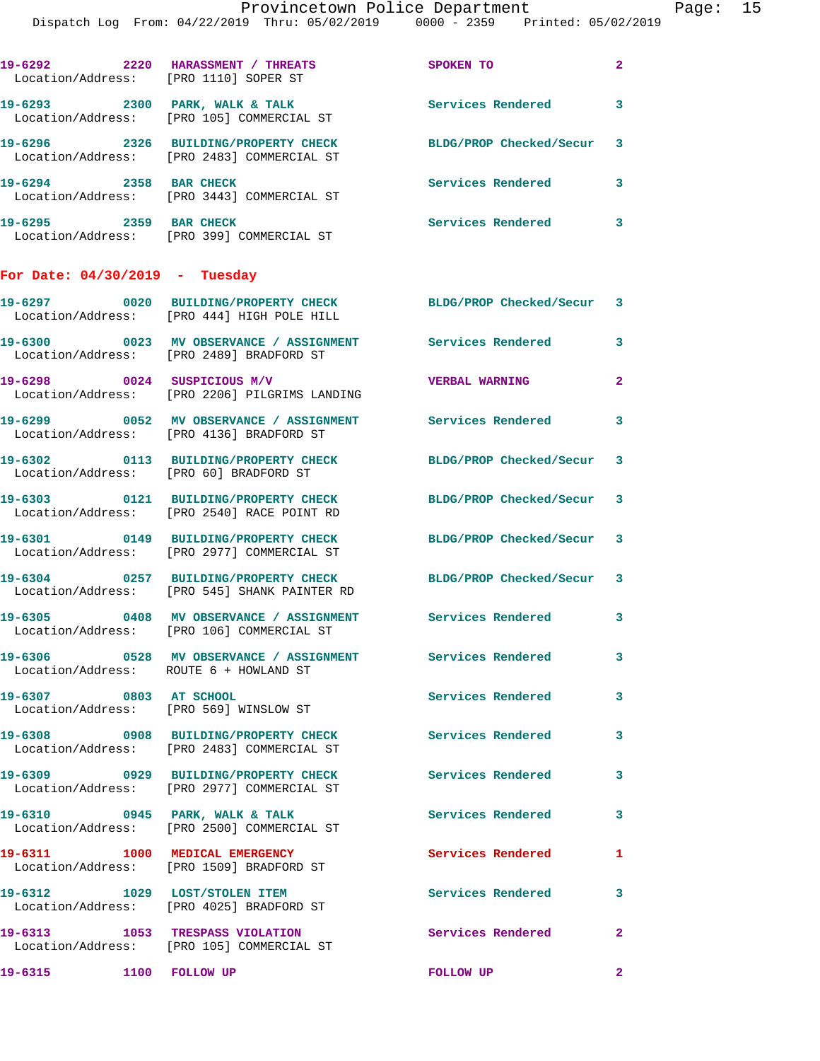19-6292 2220 HARASSMENT / THREATS SPOKEN TO 2
Location/Address: [PRO 1110] SOPER ST

19-6293 2300 PARK, WALK & TALK Services Rendered 3
Location/Address: [PRO 105] COMMERCIAL ST

19-6296 2326 BUILDING/PROPERTY CHECK BLDG/PROP Checked/Secur 3
Location/Address: [PRO 2483] COMMERCIAL ST

19-6294 2358 BAR CHECK Services Rendered 3
Location/Address: [PRO 3443] COMMERCIAL ST

19-6295 2359 BAR CHECK Services Rendered 3
Location/Address: [PRO 399] COMMERCIAL ST

**For Date: 04/30/2019 - Tuesday**

19-6297 0020 BUILDING/PROPERTY CHECK BLDG/PROP Checked/Secur 3
Location/Address: [PRO 444] HIGH POLE HILL

19-6300 0023 MV OBSERVANCE / ASSIGNMENT Services Rendered 3
Location/Address: [PRO 2489] BRADFORD ST

19-6298 0024 SUSPICIOUS M/V VERBAL WARNING 2
Location/Address: [PRO 2206] PILGRIMS LANDING

19-6299 0052 MV OBSERVANCE / ASSIGNMENT Services Rendered 3
Location/Address: [PRO 4136] BRADFORD ST

19-6302 0113 BUILDING/PROPERTY CHECK BLDG/PROP Checked/Secur 3
Location/Address: [PRO 60] BRADFORD ST

19-6303 0121 BUILDING/PROPERTY CHECK BLDG/PROP Checked/Secur 3
Location/Address: [PRO 2540] RACE POINT RD

19-6301 0149 BUILDING/PROPERTY CHECK BLDG/PROP Checked/Secur 3
Location/Address: [PRO 2977] COMMERCIAL ST

19-6304 0257 BUILDING/PROPERTY CHECK BLDG/PROP Checked/Secur 3
Location/Address: [PRO 545] SHANK PAINTER RD

19-6305 0408 MV OBSERVANCE / ASSIGNMENT Services Rendered 3
Location/Address: [PRO 106] COMMERCIAL ST

19-6306 0528 MV OBSERVANCE / ASSIGNMENT Services Rendered 3
Location/Address: ROUTE 6 + HOWLAND ST

19-6307 0803 AT SCHOOL Services Rendered 3
Location/Address: [PRO 569] WINSLOW ST

19-6308 0908 BUILDING/PROPERTY CHECK Services Rendered 3
Location/Address: [PRO 2483] COMMERCIAL ST

19-6309 0929 BUILDING/PROPERTY CHECK Services Rendered 3
Location/Address: [PRO 2977] COMMERCIAL ST

19-6310 0945 PARK, WALK & TALK Services Rendered 3
Location/Address: [PRO 2500] COMMERCIAL ST

19-6311 1000 MEDICAL EMERGENCY Services Rendered 1
Location/Address: [PRO 1509] BRADFORD ST

19-6312 1029 LOST/STOLEN ITEM Services Rendered 3
Location/Address: [PRO 4025] BRADFORD ST

19-6313 1053 TRESPASS VIOLATION Services Rendered 2
Location/Address: [PRO 105] COMMERCIAL ST

19-6315 1100 FOLLOW UP FOLLOW UP 2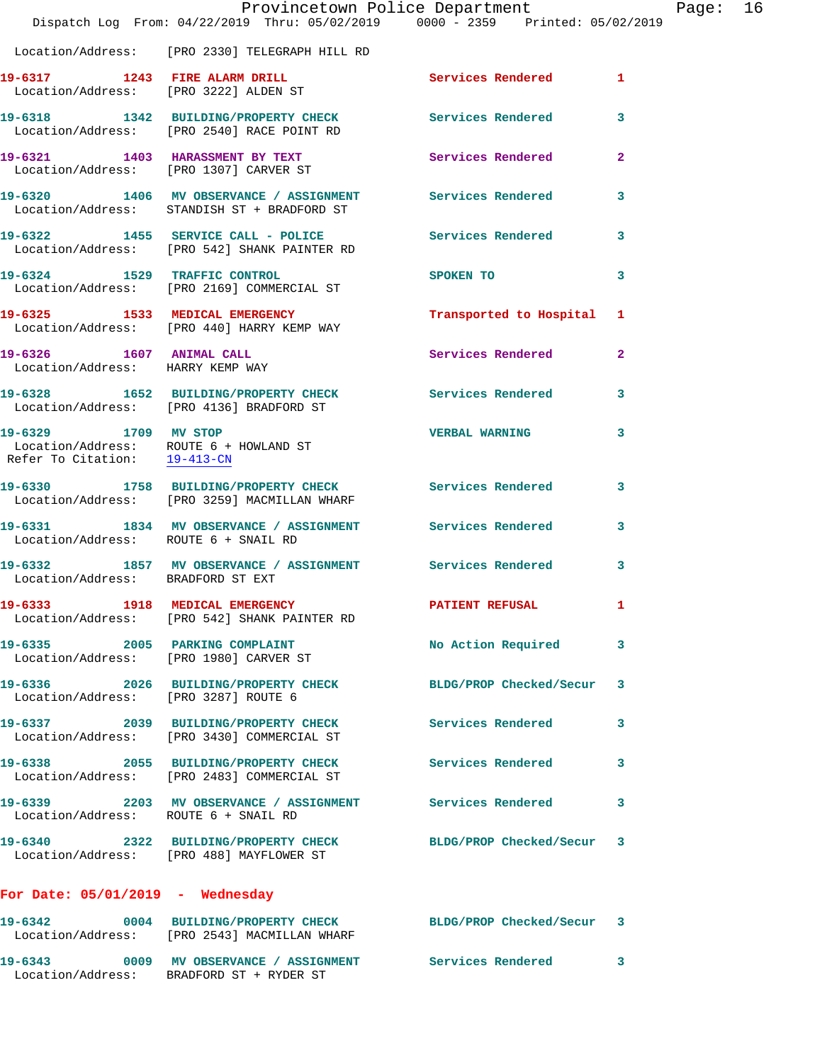Location/Address: [PRO 2330] TELEGRAPH HILL RD

**19-6317** 1243 **FIRE ALARM DRILL** Services Rendered 1
Location/Address: [PRO 3222] ALDEN ST

**19-6318** 1342 **BUILDING/PROPERTY CHECK** Services Rendered 3
Location/Address: [PRO 2540] RACE POINT RD

**19-6321** 1403 **HARASSMENT BY TEXT** Services Rendered 2
Location/Address: [PRO 1307] CARVER ST

**19-6320** 1406 **MV OBSERVANCE / ASSIGNMENT** Services Rendered 3
Location/Address: STANDISH ST + BRADFORD ST

**19-6322** 1455 **SERVICE CALL - POLICE** Services Rendered 3
Location/Address: [PRO 542] SHANK PAINTER RD

**19-6324** 1529 **TRAFFIC CONTROL** SPOKEN TO 3
Location/Address: [PRO 2169] COMMERCIAL ST

**19-6325** 1533 **MEDICAL EMERGENCY** Transported to Hospital 1
Location/Address: [PRO 440] HARRY KEMP WAY

**19-6326** 1607 **ANIMAL CALL** Services Rendered 2
Location/Address: HARRY KEMP WAY

**19-6328** 1652 **BUILDING/PROPERTY CHECK** Services Rendered 3
Location/Address: [PRO 4136] BRADFORD ST

**19-6329** 1709 **MV STOP** VERBAL WARNING 3
Location/Address: ROUTE 6 + HOWLAND ST
Refer To Citation: 19-413-CN

**19-6330** 1758 **BUILDING/PROPERTY CHECK** Services Rendered 3
Location/Address: [PRO 3259] MACMILLAN WHARF

**19-6331** 1834 **MV OBSERVANCE / ASSIGNMENT** Services Rendered 3
Location/Address: ROUTE 6 + SNAIL RD

**19-6332** 1857 **MV OBSERVANCE / ASSIGNMENT** Services Rendered 3
Location/Address: BRADFORD ST EXT

**19-6333** 1918 **MEDICAL EMERGENCY** PATIENT REFUSAL 1
Location/Address: [PRO 542] SHANK PAINTER RD

**19-6335** 2005 **PARKING COMPLAINT** No Action Required 3
Location/Address: [PRO 1980] CARVER ST

**19-6336** 2026 **BUILDING/PROPERTY CHECK** BLDG/PROP Checked/Secur 3
Location/Address: [PRO 3287] ROUTE 6

**19-6337** 2039 **BUILDING/PROPERTY CHECK** Services Rendered 3
Location/Address: [PRO 3430] COMMERCIAL ST

**19-6338** 2055 **BUILDING/PROPERTY CHECK** Services Rendered 3
Location/Address: [PRO 2483] COMMERCIAL ST

**19-6339** 2203 **MV OBSERVANCE / ASSIGNMENT** Services Rendered 3
Location/Address: ROUTE 6 + SNAIL RD

**19-6340** 2322 **BUILDING/PROPERTY CHECK** BLDG/PROP Checked/Secur 3
Location/Address: [PRO 488] MAYFLOWER ST

## For Date: 05/01/2019 - Wednesday

**19-6342** 0004 **BUILDING/PROPERTY CHECK** BLDG/PROP Checked/Secur 3
Location/Address: [PRO 2543] MACMILLAN WHARF

**19-6343** 0009 **MV OBSERVANCE / ASSIGNMENT** Services Rendered 3
Location/Address: BRADFORD ST + RYDER ST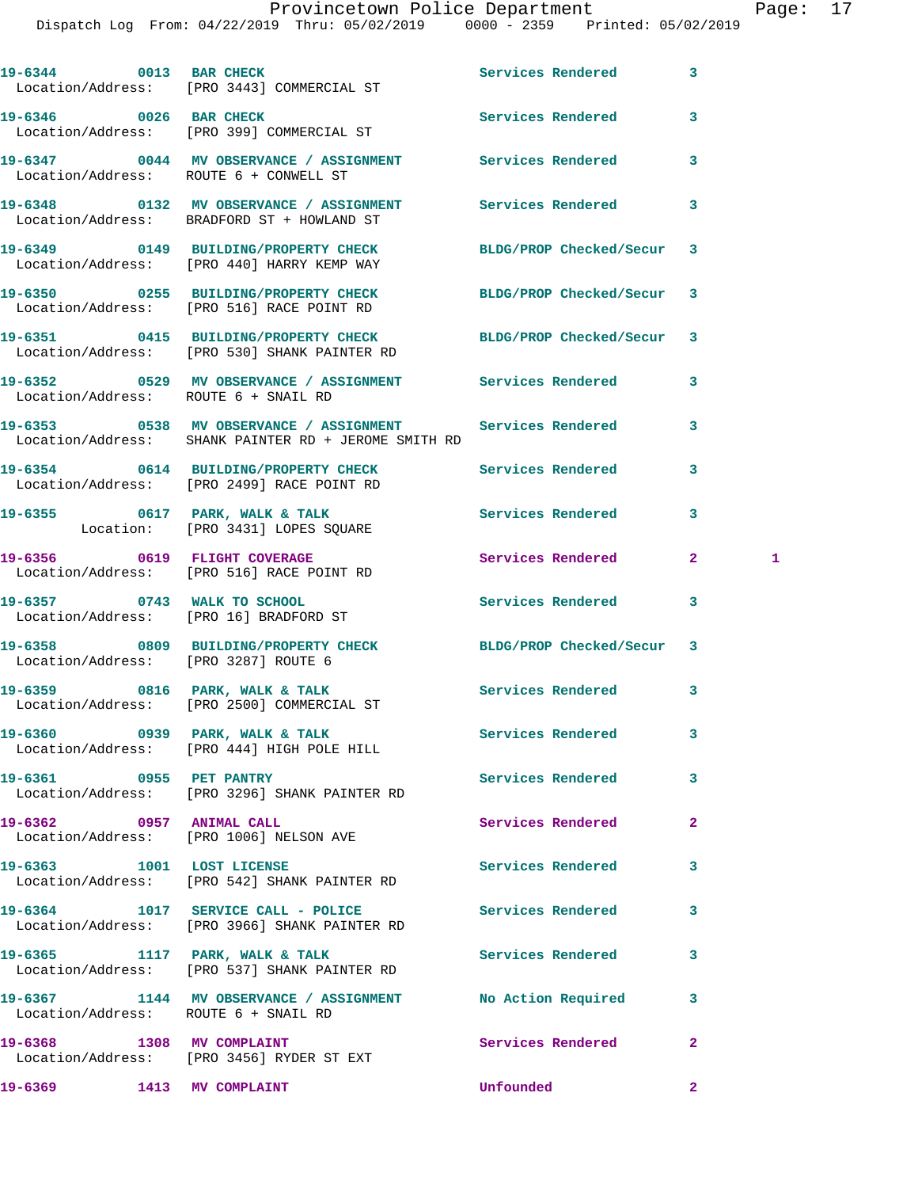| Call Number | Time | Call Reason | Action | Priority | |
|---|---|---|---|---|---|
| 19-6344 | 0013 | BAR CHECK | Services Rendered | 3 | |
| Location/Address: | | [PRO 3443] COMMERCIAL ST | | | |
| 19-6346 | 0026 | BAR CHECK | Services Rendered | 3 | |
| Location/Address: | | [PRO 399] COMMERCIAL ST | | | |
| 19-6347 | 0044 | MV OBSERVANCE / ASSIGNMENT | Services Rendered | 3 | |
| Location/Address: | | ROUTE 6 + CONWELL ST | | | |
| 19-6348 | 0132 | MV OBSERVANCE / ASSIGNMENT | Services Rendered | 3 | |
| Location/Address: | | BRADFORD ST + HOWLAND ST | | | |
| 19-6349 | 0149 | BUILDING/PROPERTY CHECK | BLDG/PROP Checked/Secur | 3 | |
| Location/Address: | | [PRO 440] HARRY KEMP WAY | | | |
| 19-6350 | 0255 | BUILDING/PROPERTY CHECK | BLDG/PROP Checked/Secur | 3 | |
| Location/Address: | | [PRO 516] RACE POINT RD | | | |
| 19-6351 | 0415 | BUILDING/PROPERTY CHECK | BLDG/PROP Checked/Secur | 3 | |
| Location/Address: | | [PRO 530] SHANK PAINTER RD | | | |
| 19-6352 | 0529 | MV OBSERVANCE / ASSIGNMENT | Services Rendered | 3 | |
| Location/Address: | | ROUTE 6 + SNAIL RD | | | |
| 19-6353 | 0538 | MV OBSERVANCE / ASSIGNMENT | Services Rendered | 3 | |
| Location/Address: | | SHANK PAINTER RD + JEROME SMITH RD | | | |
| 19-6354 | 0614 | BUILDING/PROPERTY CHECK | Services Rendered | 3 | |
| Location/Address: | | [PRO 2499] RACE POINT RD | | | |
| 19-6355 | 0617 | PARK, WALK & TALK | Services Rendered | 3 | |
| Location: | | [PRO 3431] LOPES SQUARE | | | |
| 19-6356 | 0619 | FLIGHT COVERAGE | Services Rendered | 2 | 1 |
| Location/Address: | | [PRO 516] RACE POINT RD | | | |
| 19-6357 | 0743 | WALK TO SCHOOL | Services Rendered | 3 | |
| Location/Address: | | [PRO 16] BRADFORD ST | | | |
| 19-6358 | 0809 | BUILDING/PROPERTY CHECK | BLDG/PROP Checked/Secur | 3 | |
| Location/Address: | | [PRO 3287] ROUTE 6 | | | |
| 19-6359 | 0816 | PARK, WALK & TALK | Services Rendered | 3 | |
| Location/Address: | | [PRO 2500] COMMERCIAL ST | | | |
| 19-6360 | 0939 | PARK, WALK & TALK | Services Rendered | 3 | |
| Location/Address: | | [PRO 444] HIGH POLE HILL | | | |
| 19-6361 | 0955 | PET PANTRY | Services Rendered | 3 | |
| Location/Address: | | [PRO 3296] SHANK PAINTER RD | | | |
| 19-6362 | 0957 | ANIMAL CALL | Services Rendered | 2 | |
| Location/Address: | | [PRO 1006] NELSON AVE | | | |
| 19-6363 | 1001 | LOST LICENSE | Services Rendered | 3 | |
| Location/Address: | | [PRO 542] SHANK PAINTER RD | | | |
| 19-6364 | 1017 | SERVICE CALL - POLICE | Services Rendered | 3 | |
| Location/Address: | | [PRO 3966] SHANK PAINTER RD | | | |
| 19-6365 | 1117 | PARK, WALK & TALK | Services Rendered | 3 | |
| Location/Address: | | [PRO 537] SHANK PAINTER RD | | | |
| 19-6367 | 1144 | MV OBSERVANCE / ASSIGNMENT | No Action Required | 3 | |
| Location/Address: | | ROUTE 6 + SNAIL RD | | | |
| 19-6368 | 1308 | MV COMPLAINT | Services Rendered | 2 | |
| Location/Address: | | [PRO 3456] RYDER ST EXT | | | |
| 19-6369 | 1413 | MV COMPLAINT | Unfounded | 2 | |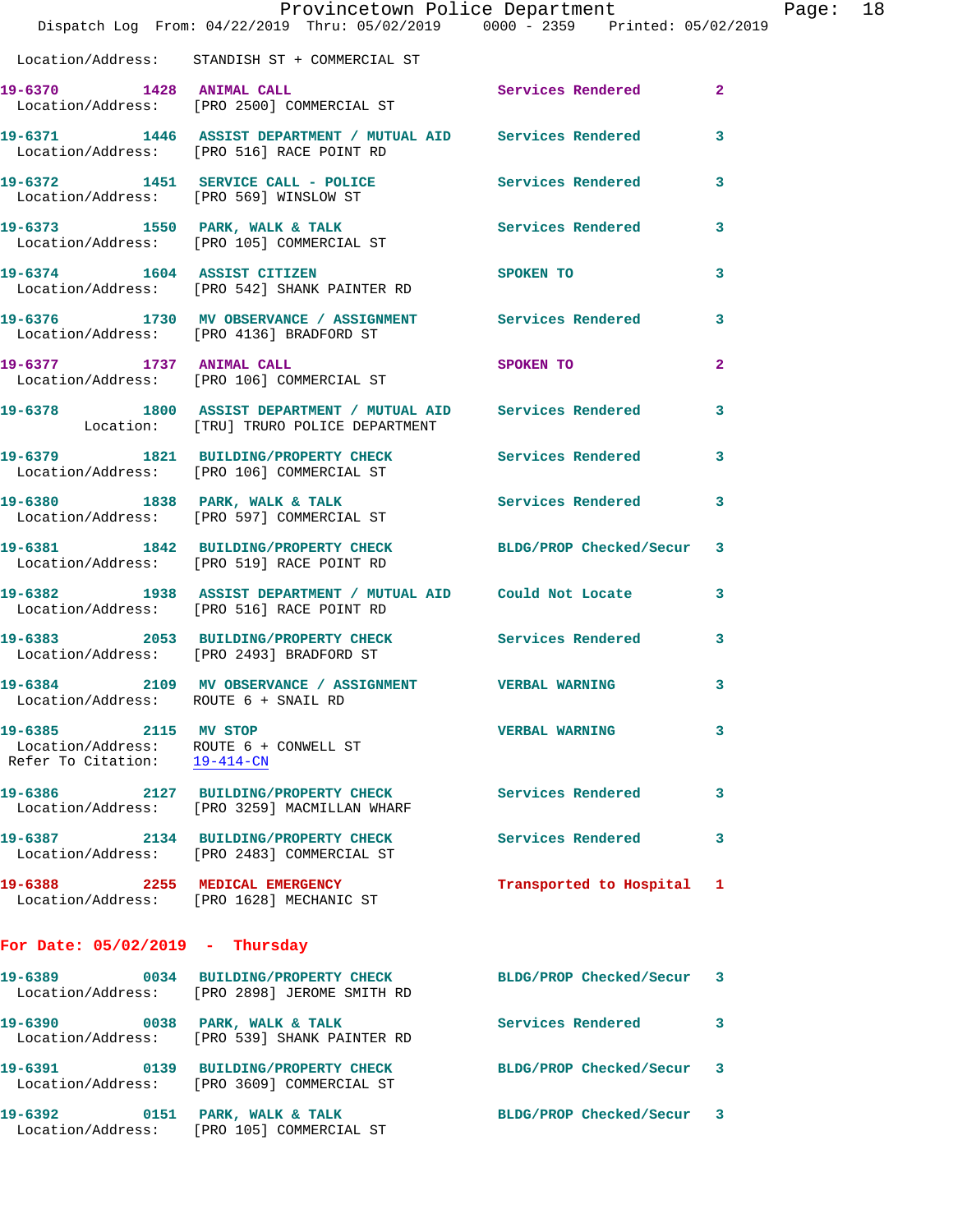Location/Address: STANDISH ST + COMMERCIAL ST

**19-6370 1428 ANIMAL CALL** Services Rendered 2
Location/Address: [PRO 2500] COMMERCIAL ST

**19-6371 1446 ASSIST DEPARTMENT / MUTUAL AID** Services Rendered 3
Location/Address: [PRO 516] RACE POINT RD

**19-6372 1451 SERVICE CALL - POLICE** Services Rendered 3
Location/Address: [PRO 569] WINSLOW ST

**19-6373 1550 PARK, WALK & TALK** Services Rendered 3
Location/Address: [PRO 105] COMMERCIAL ST

**19-6374 1604 ASSIST CITIZEN** SPOKEN TO 3
Location/Address: [PRO 542] SHANK PAINTER RD

**19-6376 1730 MV OBSERVANCE / ASSIGNMENT** Services Rendered 3
Location/Address: [PRO 4136] BRADFORD ST

**19-6377 1737 ANIMAL CALL** SPOKEN TO 2
Location/Address: [PRO 106] COMMERCIAL ST

**19-6378 1800 ASSIST DEPARTMENT / MUTUAL AID** Services Rendered 3
Location: [TRU] TRURO POLICE DEPARTMENT

**19-6379 1821 BUILDING/PROPERTY CHECK** Services Rendered 3
Location/Address: [PRO 106] COMMERCIAL ST

**19-6380 1838 PARK, WALK & TALK** Services Rendered 3
Location/Address: [PRO 597] COMMERCIAL ST

**19-6381 1842 BUILDING/PROPERTY CHECK** BLDG/PROP Checked/Secur 3
Location/Address: [PRO 519] RACE POINT RD

**19-6382 1938 ASSIST DEPARTMENT / MUTUAL AID** Could Not Locate 3
Location/Address: [PRO 516] RACE POINT RD

**19-6383 2053 BUILDING/PROPERTY CHECK** Services Rendered 3
Location/Address: [PRO 2493] BRADFORD ST

**19-6384 2109 MV OBSERVANCE / ASSIGNMENT** VERBAL WARNING 3
Location/Address: ROUTE 6 + SNAIL RD

**19-6385 2115 MV STOP** VERBAL WARNING 3
Location/Address: ROUTE 6 + CONWELL ST
Refer To Citation: 19-414-CN

**19-6386 2127 BUILDING/PROPERTY CHECK** Services Rendered 3
Location/Address: [PRO 3259] MACMILLAN WHARF

**19-6387 2134 BUILDING/PROPERTY CHECK** Services Rendered 3
Location/Address: [PRO 2483] COMMERCIAL ST

**19-6388 2255 MEDICAL EMERGENCY** Transported to Hospital 1
Location/Address: [PRO 1628] MECHANIC ST

## For Date: 05/02/2019 - Thursday

**19-6389 0034 BUILDING/PROPERTY CHECK** BLDG/PROP Checked/Secur 3
Location/Address: [PRO 2898] JEROME SMITH RD

**19-6390 0038 PARK, WALK & TALK** Services Rendered 3
Location/Address: [PRO 539] SHANK PAINTER RD

**19-6391 0139 BUILDING/PROPERTY CHECK** BLDG/PROP Checked/Secur 3
Location/Address: [PRO 3609] COMMERCIAL ST

**19-6392 0151 PARK, WALK & TALK** BLDG/PROP Checked/Secur 3
Location/Address: [PRO 105] COMMERCIAL ST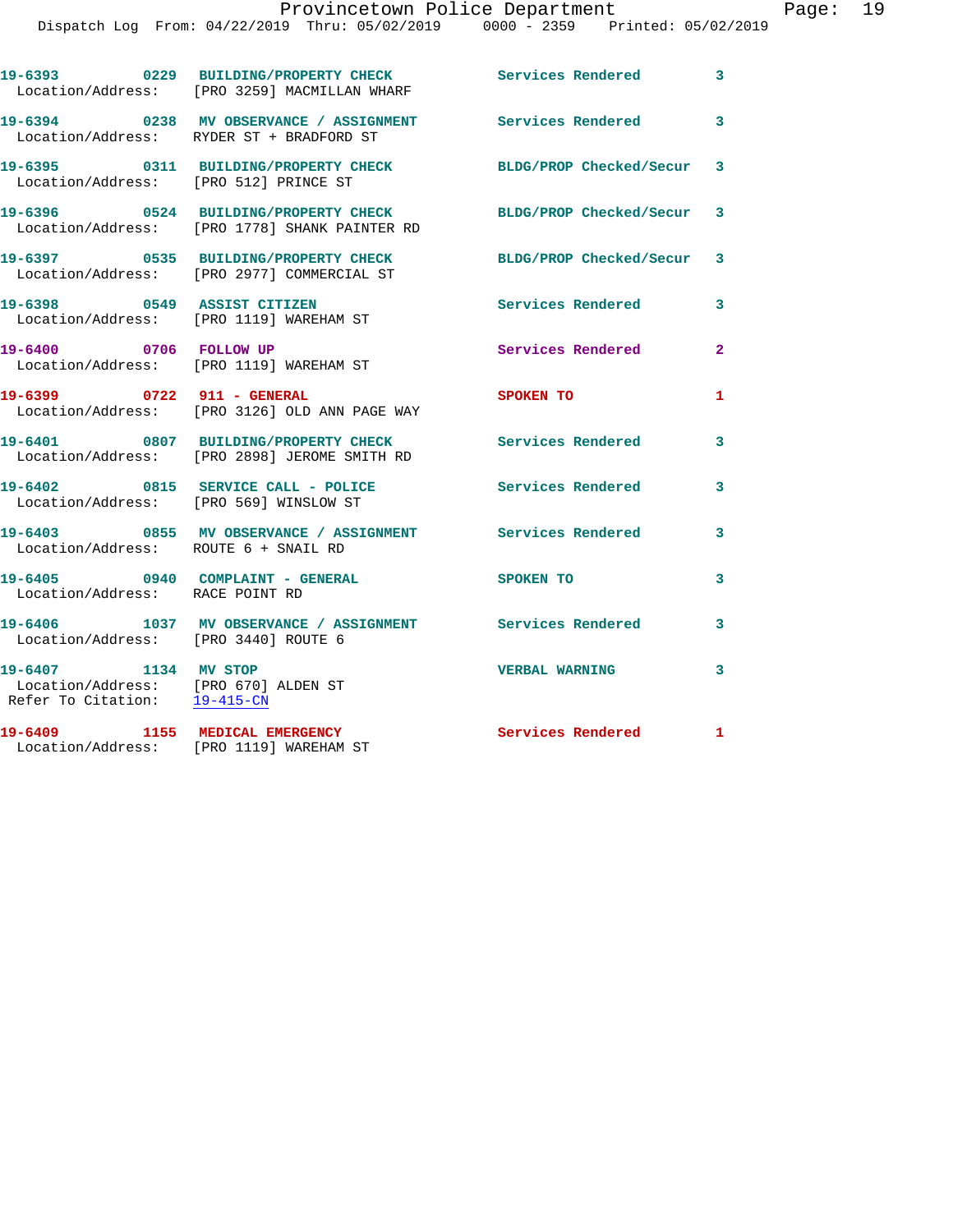19-6393 0229 BUILDING/PROPERTY CHECK Services Rendered 3
Location/Address: [PRO 3259] MACMILLAN WHARF

19-6394 0238 MV OBSERVANCE / ASSIGNMENT Services Rendered 3
Location/Address: RYDER ST + BRADFORD ST

19-6395 0311 BUILDING/PROPERTY CHECK BLDG/PROP Checked/Secur 3
Location/Address: [PRO 512] PRINCE ST

19-6396 0524 BUILDING/PROPERTY CHECK BLDG/PROP Checked/Secur 3
Location/Address: [PRO 1778] SHANK PAINTER RD

19-6397 0535 BUILDING/PROPERTY CHECK BLDG/PROP Checked/Secur 3
Location/Address: [PRO 2977] COMMERCIAL ST

19-6398 0549 ASSIST CITIZEN Services Rendered 3
Location/Address: [PRO 1119] WAREHAM ST

19-6400 0706 FOLLOW UP Services Rendered 2
Location/Address: [PRO 1119] WAREHAM ST

19-6399 0722 911 - GENERAL SPOKEN TO 1
Location/Address: [PRO 3126] OLD ANN PAGE WAY

19-6401 0807 BUILDING/PROPERTY CHECK Services Rendered 3
Location/Address: [PRO 2898] JEROME SMITH RD

19-6402 0815 SERVICE CALL - POLICE Services Rendered 3
Location/Address: [PRO 569] WINSLOW ST

19-6403 0855 MV OBSERVANCE / ASSIGNMENT Services Rendered 3
Location/Address: ROUTE 6 + SNAIL RD

19-6405 0940 COMPLAINT - GENERAL SPOKEN TO 3
Location/Address: RACE POINT RD

19-6406 1037 MV OBSERVANCE / ASSIGNMENT Services Rendered 3
Location/Address: [PRO 3440] ROUTE 6

19-6407 1134 MV STOP VERBAL WARNING 3
Location/Address: [PRO 670] ALDEN ST
Refer To Citation: 19-415-CN

19-6409 1155 MEDICAL EMERGENCY Services Rendered 1
Location/Address: [PRO 1119] WAREHAM ST